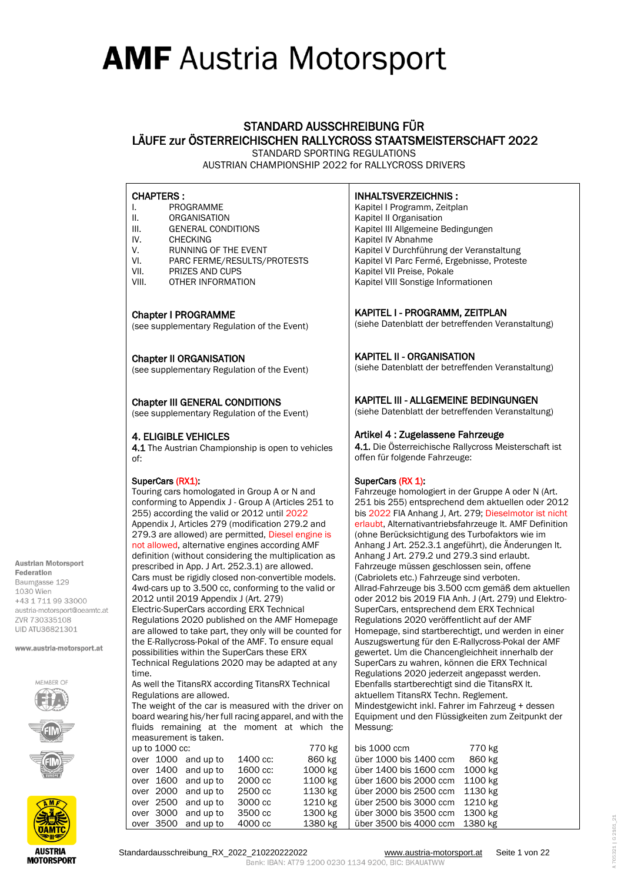# AMF Austria Motorsport

## STANDARD AUSSCHREIBUNG FÜR LÄUFE zur ÖSTERREICHISCHEN RALLYCROSS STAATSMEISTERSCHAFT 2022

STANDARD SPORTING REGULATIONS
AUSTRIAN CHAMPIONSHIP 2022 for RALLYCROSS DRIVERS

Austrian Motorsport Federation
Baumgasse 129
1030 Wien
+43 1 711 99 33000
austria-motorsport@oeamtc.at
ZVR 730335108
UID ATU36821301

www.austria-motorsport.at

**CHAPTERS :**

I. PROGRAMME
II. ORGANISATION
III. GENERAL CONDITIONS
IV. CHECKING
V. RUNNING OF THE EVENT
VI. PARC FERME/RESULTS/PROTESTS
VII. PRIZES AND CUPS
VIII. OTHER INFORMATION

**INHALTSVERZEICHNIS :**

Kapitel I Programm, Zeitplan
Kapitel II Organisation
Kapitel III Allgemeine Bedingungen
Kapitel IV Abnahme
Kapitel V Durchführung der Veranstaltung
Kapitel VI Parc Fermé, Ergebnisse, Proteste
Kapitel VII Preise, Pokale
Kapitel VIII Sonstige Informationen

### Chapter I PROGRAMME

(see supplementary Regulation of the Event)

### KAPITEL I - PROGRAMM, ZEITPLAN

(siehe Datenblatt der betreffenden Veranstaltung)

### Chapter II ORGANISATION

(see supplementary Regulation of the Event)

### KAPITEL II - ORGANISATION

(siehe Datenblatt der betreffenden Veranstaltung)

### Chapter III GENERAL CONDITIONS

(see supplementary Regulation of the Event)

### KAPITEL III - ALLGEMEINE BEDINGUNGEN

(siehe Datenblatt der betreffenden Veranstaltung)

### 4. ELIGIBLE VEHICLES

**4.1** The Austrian Championship is open to vehicles of:

**SuperCars (RX1):**
Touring cars homologated in Group A or N and conforming to Appendix J - Group A (Articles 251 to 255) according the valid or 2012 until 2022 Appendix J, Articles 279 (modification 279.2 and 279.3 are allowed) are permitted, Diesel engine is not allowed, alternative engines according AMF definition (without considering the multiplication as prescribed in App. J Art. 252.3.1) are allowed.
Cars must be rigidly closed non-convertible models.
4wd-cars up to 3.500 cc, conforming to the valid or 2012 until 2019 Appendix J (Art. 279)
Electric-SuperCars according ERX Technical Regulations 2020 published on the AMF Homepage are allowed to take part, they only will be counted for the E-Rallycross-Pokal of the AMF. To ensure equal possibilities within the SuperCars these ERX Technical Regulations 2020 may be adapted at any time.
As well the TitansRX according TitansRX Technical Regulations are allowed.
The weight of the car is measured with the driver on board wearing his/her full racing apparel, and with the fluids remaining at the moment at which the measurement is taken.

| | | | | |
|---|---|---|---|---|
| up to 1000 cc: | | | | 770 kg |
| over 1000 | and up to | 1400 cc: | | 860 kg |
| over 1400 | and up to | 1600 cc: | | 1000 kg |
| over 1600 | and up to | 2000 cc | | 1100 kg |
| over 2000 | and up to | 2500 cc | | 1130 kg |
| over 2500 | and up to | 3000 cc | | 1210 kg |
| over 3000 | and up to | 3500 cc | | 1300 kg |
| over 3500 | and up to | 4000 cc | | 1380 kg |

### Artikel 4 : Zugelassene Fahrzeuge

**4.1.** Die Österreichische Rallycross Meisterschaft ist offen für folgende Fahrzeuge:

**SuperCars (RX 1):**
Fahrzeuge homologiert in der Gruppe A oder N (Art. 251 bis 255) entsprechend dem aktuellen oder 2012 bis 2022 FIA Anhang J, Art. 279; Dieselmotor ist nicht erlaubt, Alternativantriebsfahrzeuge lt. AMF Definition (ohne Berücksichtigung des Turbofaktors wie im Anhang J Art. 252.3.1 angeführt), die Änderungen lt. Anhang J Art. 279.2 und 279.3 sind erlaubt.
Fahrzeuge müssen geschlossen sein, offene Fahrzeuge (Cabriolets etc.) Fahrzeuge sind verboten.
Allrad-Fahrzeuge bis 3.500 ccm gemäß dem aktuellen oder 2012 bis 2019 FIA Anh. J (Art. 279) und Elektro-SuperCars, entsprechend dem ERX Technical Regulations 2020 veröffentlicht auf der AMF Homepage, sind startberechtigt, und werden in einer Auszugswertung für den E-Rallycross-Pokal der AMF gewertet. Um die Chancengleichheit innerhalb der SuperCars zu wahren, können die ERX Technical Regulations 2020 jederzeit angepasst werden.
Ebenfalls startberechtigt sind die TitansRX lt. aktuellem TitansRX Techn. Reglement.
Mindestgewicht inkl. Fahrer im Fahrzeug + dessen Equipment und den Flüssigkeiten zum Zeitpunkt der Messung:

| | |
|---|---|
| bis 1000 ccm | 770 kg |
| über 1000 bis 1400 ccm | 860 kg |
| über 1400 bis 1600 ccm | 1000 kg |
| über 1600 bis 2000 ccm | 1100 kg |
| über 2000 bis 2500 ccm | 1130 kg |
| über 2500 bis 3000 ccm | 1210 kg |
| über 3000 bis 3500 ccm | 1300 kg |
| über 3500 bis 4000 ccm | 1380 kg |

Standardausschreibung_RX_2022_210220222022 www.austria-motorsport.at

Bank: IBAN: AT79 1200 0230 1134 9200, BIC: BKAUATWW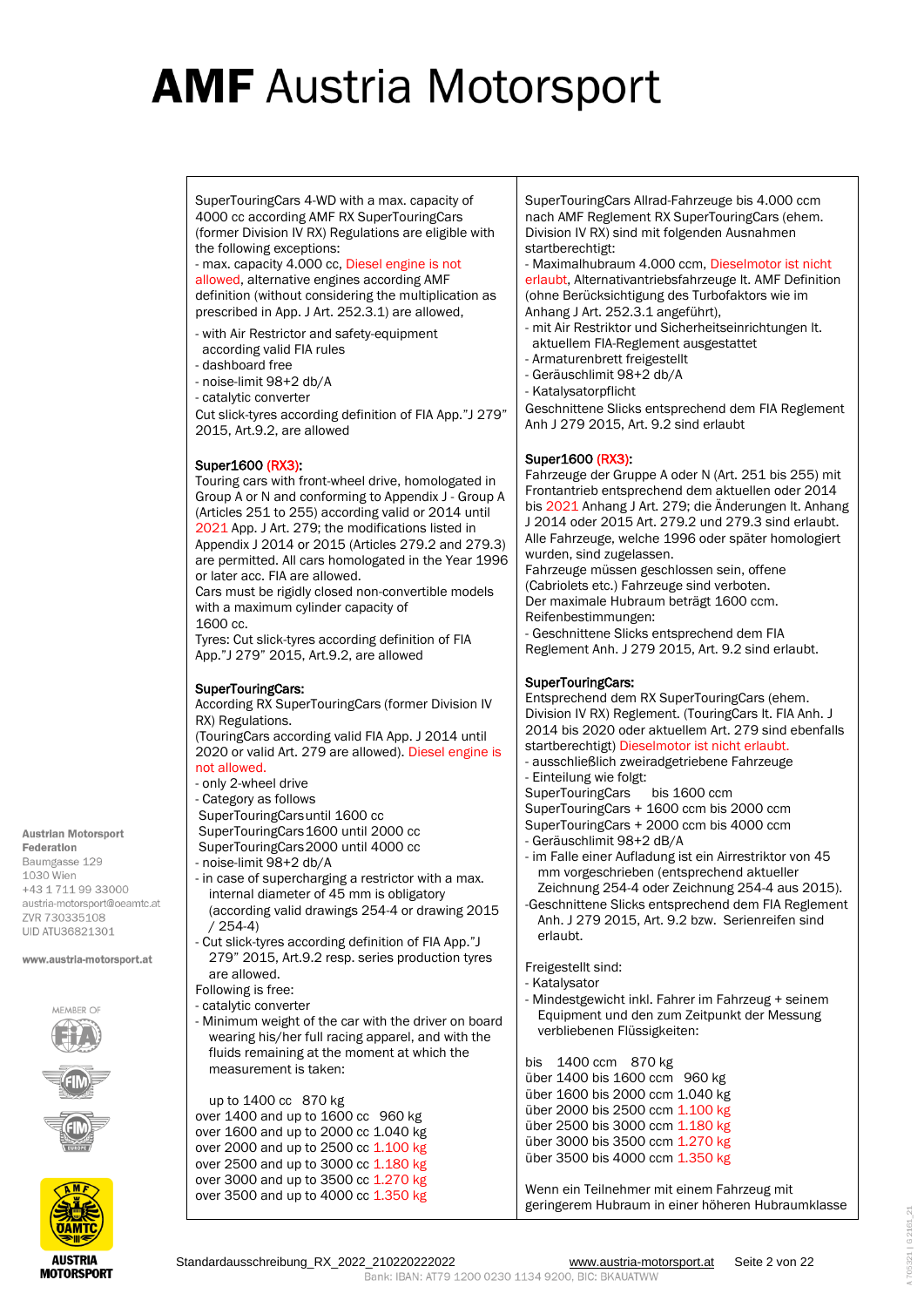# AMF Austria Motorsport

SuperTouringCars 4-WD with a max. capacity of 4000 cc according AMF RX SuperTouringCars (former Division IV RX) Regulations are eligible with the following exceptions:
- max. capacity 4.000 cc, Diesel engine is not allowed, alternative engines according AMF definition (without considering the multiplication as prescribed in App. J Art. 252.3.1) are allowed,
- with Air Restrictor and safety-equipment according valid FIA rules
- dashboard free
- noise-limit 98+2 db/A
- catalytic converter

Cut slick-tyres according definition of FIA App."J 279" 2015, Art.9.2, are allowed

**Super1600 (RX3):**
Touring cars with front-wheel drive, homologated in Group A or N and conforming to Appendix J - Group A (Articles 251 to 255) according valid or 2014 until 2021 App. J Art. 279; the modifications listed in Appendix J 2014 or 2015 (Articles 279.2 and 279.3) are permitted. All cars homologated in the Year 1996 or later acc. FIA are allowed.
Cars must be rigidly closed non-convertible models with a maximum cylinder capacity of 1600 cc.
Tyres: Cut slick-tyres according definition of FIA App."J 279" 2015, Art.9.2, are allowed

**SuperTouringCars:**
According RX SuperTouringCars (former Division IV RX) Regulations.
(TouringCars according valid FIA App. J 2014 until 2020 or valid Art. 279 are allowed). Diesel engine is not allowed.
- only 2-wheel drive
- Category as follows
  - SuperTouringCars until 1600 cc
  - SuperTouringCars 1600 until 2000 cc
  - SuperTouringCars 2000 until 4000 cc
- noise-limit 98+2 db/A
- in case of supercharging a restrictor with a max. internal diameter of 45 mm is obligatory (according valid drawings 254-4 or drawing 2015 / 254-4)
- Cut slick-tyres according definition of FIA App."J 279" 2015, Art.9.2 resp. series production tyres are allowed.

Following is free:
- catalytic converter
- Minimum weight of the car with the driver on board wearing his/her full racing apparel, and with the fluids remaining at the moment at which the measurement is taken:

up to 1400 cc 870 kg
over 1400 and up to 1600 cc 960 kg
over 1600 and up to 2000 cc 1.040 kg
over 2000 and up to 2500 cc 1.100 kg
over 2500 and up to 3000 cc 1.180 kg
over 3000 and up to 3500 cc 1.270 kg
over 3500 and up to 4000 cc 1.350 kg

---

SuperTouringCars Allrad-Fahrzeuge bis 4.000 ccm nach AMF Reglement RX SuperTouringCars (ehem. Division IV RX) sind mit folgenden Ausnahmen startberechtigt:
- Maximalhubraum 4.000 ccm, Dieselmotor ist nicht erlaubt, Alternativantriebsfahrzeuge lt. AMF Definition (ohne Berücksichtigung des Turbofaktors wie im Anhang J Art. 252.3.1 angeführt),
- mit Air Restriktor und Sicherheitseinrichtungen lt. aktuellem FIA-Reglement ausgestattet
- Armaturenbrett freigestellt
- Geräuschlimit 98+2 db/A
- Katalysatorpflicht

Geschnittene Slicks entsprechend dem FIA Reglement Anh J 279 2015, Art. 9.2 sind erlaubt

**Super1600 (RX3):**
Fahrzeuge der Gruppe A oder N (Art. 251 bis 255) mit Frontantrieb entsprechend dem aktuellen oder 2014 bis 2021 Anhang J Art. 279; die Änderungen lt. Anhang J 2014 oder 2015 Art. 279.2 und 279.3 sind erlaubt. Alle Fahrzeuge, welche 1996 oder später homologiert wurden, sind zugelassen.
Fahrzeuge müssen geschlossen sein, offene (Cabriolets etc.) Fahrzeuge sind verboten.
Der maximale Hubraum beträgt 1600 ccm.
Reifenbestimmungen:
- Geschnittene Slicks entsprechend dem FIA Reglement Anh. J 279 2015, Art. 9.2 sind erlaubt.

**SuperTouringCars:**
Entsprechend dem RX SuperTouringCars (ehem. Division IV RX) Reglement. (TouringCars lt. FIA Anh. J 2014 bis 2020 oder aktuellem Art. 279 sind ebenfalls startberechtigt) Dieselmotor ist nicht erlaubt.
- ausschließlich zweiradgetriebene Fahrzeuge
- Einteilung wie folgt:
  - SuperTouringCars bis 1600 ccm
  - SuperTouringCars + 1600 ccm bis 2000 ccm
  - SuperTouringCars + 2000 ccm bis 4000 ccm
- Geräuschlimit 98+2 dB/A
- im Falle einer Aufladung ist ein Airrestriktor von 45 mm vorgeschrieben (entsprechend aktueller Zeichnung 254-4 oder Zeichnung 254-4 aus 2015).
- Geschnittene Slicks entsprechend dem FIA Reglement Anh. J 279 2015, Art. 9.2 bzw. Serienreifen sind erlaubt.

Freigestellt sind:
- Katalysator
- Mindestgewicht inkl. Fahrer im Fahrzeug + seinem Equipment und den zum Zeitpunkt der Messung verbliebenen Flüssigkeiten:

bis 1400 ccm 870 kg
über 1400 bis 1600 ccm 960 kg
über 1600 bis 2000 ccm 1.040 kg
über 2000 bis 2500 ccm 1.100 kg
über 2500 bis 3000 ccm 1.180 kg
über 3000 bis 3500 ccm 1.270 kg
über 3500 bis 4000 ccm 1.350 kg

Wenn ein Teilnehmer mit einem Fahrzeug mit geringerem Hubraum in einer höheren Hubraumklasse

---

Austrian Motorsport Federation
Baumgasse 129
1030 Wien
+43 1 711 99 33000
austria-motorsport@oeamtc.at
ZVR 730335108
UID ATU36821301

www.austria-motorsport.at

Standardausschreibung_RX_2022_210220222022 www.austria-motorsport.at
Bank: IBAN: AT79 1200 0230 1134 9200, BIC: BKAUATWW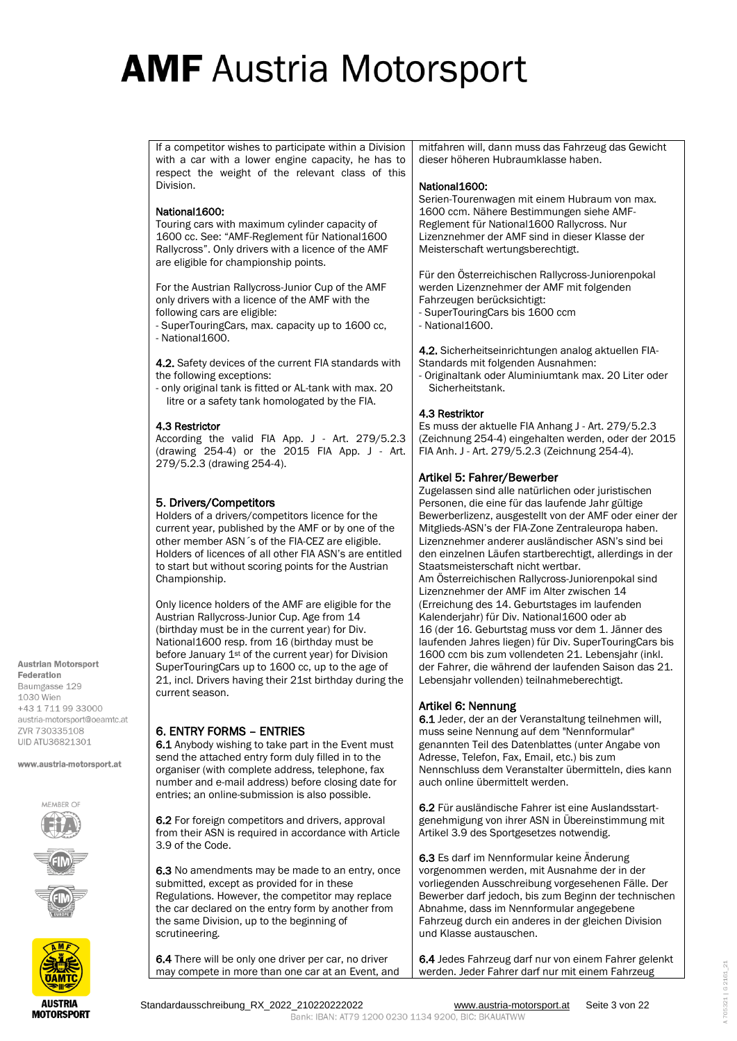If a competitor wishes to participate within a Division with a car with a lower engine capacity, he has to respect the weight of the relevant class of this Division.

**National1600:**
Touring cars with maximum cylinder capacity of 1600 cc. See: "AMF-Reglement für National1600 Rallycross". Only drivers with a licence of the AMF are eligible for championship points.

For the Austrian Rallycross-Junior Cup of the AMF only drivers with a licence of the AMF with the following cars are eligible:
- SuperTouringCars, max. capacity up to 1600 cc,
- National1600.

**4.2.** Safety devices of the current FIA standards with the following exceptions:
- only original tank is fitted or AL-tank with max. 20 litre or a safety tank homologated by the FIA.

### 4.3 Restrictor
According the valid FIA App. J - Art. 279/5.2.3 (drawing 254-4) or the 2015 FIA App. J - Art. 279/5.2.3 (drawing 254-4).

## 5. Drivers/Competitors
Holders of a drivers/competitors licence for the current year, published by the AMF or by one of the other member ASN´s of the FIA-CEZ are eligible. Holders of licences of all other FIA ASN's are entitled to start but without scoring points for the Austrian Championship.

Only licence holders of the AMF are eligible for the Austrian Rallycross-Junior Cup. Age from 14 (birthday must be in the current year) for Div. National1600 resp. from 16 (birthday must be before January 1st of the current year) for Division SuperTouringCars up to 1600 cc, up to the age of 21, incl. Drivers having their 21st birthday during the current season.

## 6. ENTRY FORMS – ENTRIES
**6.1** Anybody wishing to take part in the Event must send the attached entry form duly filled in to the organiser (with complete address, telephone, fax number and e-mail address) before closing date for entries; an online-submission is also possible.

**6.2** For foreign competitors and drivers, approval from their ASN is required in accordance with Article 3.9 of the Code.

**6.3** No amendments may be made to an entry, once submitted, except as provided for in these Regulations. However, the competitor may replace the car declared on the entry form by another from the same Division, up to the beginning of scrutineering.

**6.4** There will be only one driver per car, no driver may compete in more than one car at an Event, and

---

mitfahren will, dann muss das Fahrzeug das Gewicht dieser höheren Hubraumklasse haben.

**National1600:**
Serien-Tourenwagen mit einem Hubraum von max. 1600 ccm. Nähere Bestimmungen siehe AMF-Reglement für National1600 Rallycross. Nur Lizenznehmer der AMF sind in dieser Klasse der Meisterschaft wertungsberechtigt.

Für den Österreichischen Rallycross-Juniorenpokal werden Lizenznehmer der AMF mit folgenden Fahrzeugen berücksichtigt:
- SuperTouringCars bis 1600 ccm
- National1600.

**4.2.** Sicherheitseinrichtungen analog aktuellen FIA-Standards mit folgenden Ausnahmen:
- Originaltank oder Aluminiumtank max. 20 Liter oder Sicherheitstank.

### 4.3 Restriktor
Es muss der aktuelle FIA Anhang J - Art. 279/5.2.3 (Zeichnung 254-4) eingehalten werden, oder der 2015 FIA Anh. J - Art. 279/5.2.3 (Zeichnung 254-4).

## Artikel 5: Fahrer/Bewerber
Zugelassen sind alle natürlichen oder juristischen Personen, die eine für das laufende Jahr gültige Bewerberlizenz, ausgestellt von der AMF oder einer der Mitglieds-ASN's der FIA-Zone Zentraleuropa haben. Lizenznehmer anderer ausländischer ASN's sind bei den einzelnen Läufen startberechtigt, allerdings in der Staatsmeisterschaft nicht wertbar.
Am Österreichischen Rallycross-Juniorenpokal sind Lizenznehmer der AMF im Alter zwischen 14 (Erreichung des 14. Geburtstages im laufenden Kalenderjahr) für Div. National1600 oder ab 16 (der 16. Geburtstag muss vor dem 1. Jänner des laufenden Jahres liegen) für Div. SuperTouringCars bis 1600 ccm bis zum vollendeten 21. Lebensjahr (inkl. der Fahrer, die während der laufenden Saison das 21. Lebensjahr vollenden) teilnahmeberechtigt.

## Artikel 6: Nennung
**6.1** Jeder, der an der Veranstaltung teilnehmen will, muss seine Nennung auf dem "Nennformular" genannten Teil des Datenblattes (unter Angabe von Adresse, Telefon, Fax, Email, etc.) bis zum Nennschluss dem Veranstalter übermitteln, dies kann auch online übermittelt werden.

**6.2** Für ausländische Fahrer ist eine Auslandsstartgenehmigung von ihrer ASN in Übereinstimmung mit Artikel 3.9 des Sportgesetzes notwendig.

**6.3** Es darf im Nennformular keine Änderung vorgenommen werden, mit Ausnahme der in der vorliegenden Ausschreibung vorgesehenen Fälle. Der Bewerber darf jedoch, bis zum Beginn der technischen Abnahme, dass im Nennformular angegebene Fahrzeug durch ein anderes in der gleichen Division und Klasse austauschen.

**6.4** Jedes Fahrzeug darf nur von einem Fahrer gelenkt werden. Jeder Fahrer darf nur mit einem Fahrzeug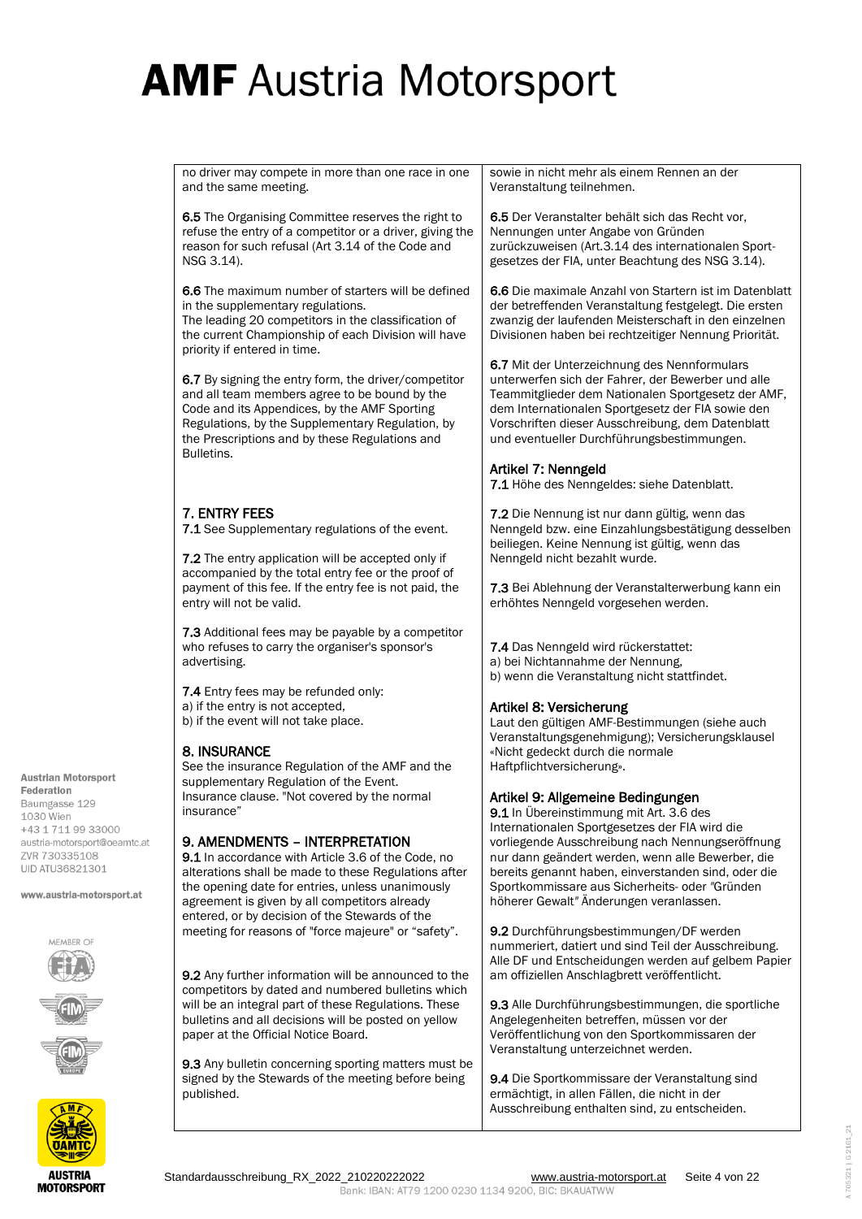# **AMF** Austria Motorsport

no driver may compete in more than one race in one and the same meeting.

**6.5** The Organising Committee reserves the right to refuse the entry of a competitor or a driver, giving the reason for such refusal (Art 3.14 of the Code and NSG 3.14).

**6.6** The maximum number of starters will be defined in the supplementary regulations.
The leading 20 competitors in the classification of the current Championship of each Division will have priority if entered in time.

**6.7** By signing the entry form, the driver/competitor and all team members agree to be bound by the Code and its Appendices, by the AMF Sporting Regulations, by the Supplementary Regulation, by the Prescriptions and by these Regulations and Bulletins.

## 7. ENTRY FEES

**7.1** See Supplementary regulations of the event.

**7.2** The entry application will be accepted only if accompanied by the total entry fee or the proof of payment of this fee. If the entry fee is not paid, the entry will not be valid.

**7.3** Additional fees may be payable by a competitor who refuses to carry the organiser's sponsor's advertising.

**7.4** Entry fees may be refunded only:
a) if the entry is not accepted,
b) if the event will not take place.

## 8. INSURANCE

See the insurance Regulation of the AMF and the supplementary Regulation of the Event.
Insurance clause. "Not covered by the normal insurance"

## 9. AMENDMENTS – INTERPRETATION

**9.1** In accordance with Article 3.6 of the Code, no alterations shall be made to these Regulations after the opening date for entries, unless unanimously agreement is given by all competitors already entered, or by decision of the Stewards of the meeting for reasons of "force majeure" or "safety".

**9.2** Any further information will be announced to the competitors by dated and numbered bulletins which will be an integral part of these Regulations. These bulletins and all decisions will be posted on yellow paper at the Official Notice Board.

**9.3** Any bulletin concerning sporting matters must be signed by the Stewards of the meeting before being published.

---

sowie in nicht mehr als einem Rennen an der Veranstaltung teilnehmen.

**6.5** Der Veranstalter behält sich das Recht vor, Nennungen unter Angabe von Gründen zurückzuweisen (Art.3.14 des internationalen Sportgesetzes der FIA, unter Beachtung des NSG 3.14).

**6.6** Die maximale Anzahl von Startern ist im Datenblatt der betreffenden Veranstaltung festgelegt. Die ersten zwanzig der laufenden Meisterschaft in den einzelnen Divisionen haben bei rechtzeitiger Nennung Priorität.

**6.7** Mit der Unterzeichnung des Nennformulars unterwerfen sich der Fahrer, der Bewerber und alle Teammitglieder dem Nationalen Sportgesetz der AMF, dem Internationalen Sportgesetz der FIA sowie den Vorschriften dieser Ausschreibung, dem Datenblatt und eventueller Durchführungsbestimmungen.

## Artikel 7: Nenngeld

**7.1** Höhe des Nenngeldes: siehe Datenblatt.

**7.2** Die Nennung ist nur dann gültig, wenn das Nenngeld bzw. eine Einzahlungsbestätigung desselben beiliegen. Keine Nennung ist gültig, wenn das Nenngeld nicht bezahlt wurde.

**7.3** Bei Ablehnung der Veranstalterwerbung kann ein erhöhtes Nenngeld vorgesehen werden.

**7.4** Das Nenngeld wird rückerstattet:
a) bei Nichtannahme der Nennung,
b) wenn die Veranstaltung nicht stattfindet.

## Artikel 8: Versicherung

Laut den gültigen AMF-Bestimmungen (siehe auch Veranstaltungsgenehmigung); Versicherungsklausel «Nicht gedeckt durch die normale Haftpflichtversicherung».

## Artikel 9: Allgemeine Bedingungen

**9.1** In Übereinstimmung mit Art. 3.6 des Internationalen Sportgesetzes der FIA wird die vorliegende Ausschreibung nach Nennungseröffnung nur dann geändert werden, wenn alle Bewerber, die bereits genannt haben, einverstanden sind, oder die Sportkommissare aus Sicherheits- oder "Gründen höherer Gewalt" Änderungen veranlassen.

**9.2** Durchführungsbestimmungen/DF werden nummeriert, datiert und sind Teil der Ausschreibung. Alle DF und Entscheidungen werden auf gelbem Papier am offiziellen Anschlagbrett veröffentlicht.

**9.3** Alle Durchführungsbestimmungen, die sportliche Angelegenheiten betreffen, müssen vor der Veröffentlichung von den Sportkommissaren der Veranstaltung unterzeichnet werden.

**9.4** Die Sportkommissare der Veranstaltung sind ermächtigt, in allen Fällen, die nicht in der Ausschreibung enthalten sind, zu entscheiden.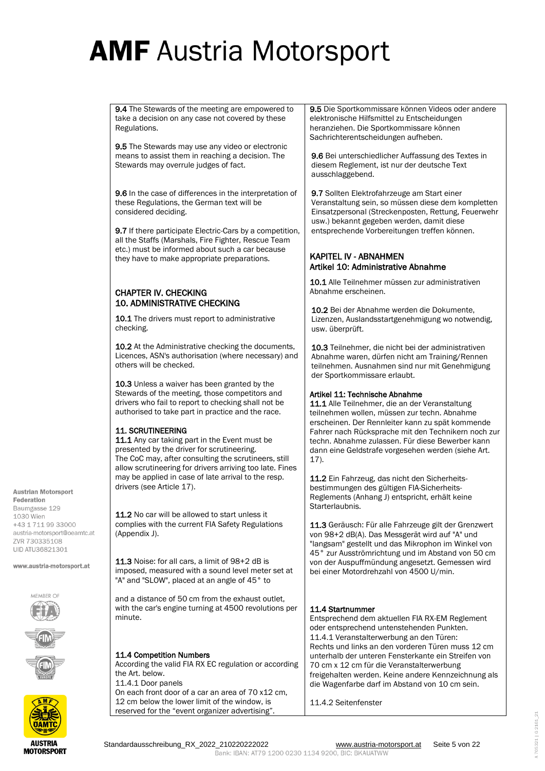# AMF Austria Motorsport

**9.4** The Stewards of the meeting are empowered to take a decision on any case not covered by these Regulations.

**9.5** The Stewards may use any video or electronic means to assist them in reaching a decision. The Stewards may overrule judges of fact.

**9.6** In the case of differences in the interpretation of these Regulations, the German text will be considered deciding.

**9.7** If there participate Electric-Cars by a competition, all the Staffs (Marshals, Fire Fighter, Rescue Team etc.) must be informed about such a car because they have to make appropriate preparations.

## CHAPTER IV. CHECKING

### 10. ADMINISTRATIVE CHECKING

**10.1** The drivers must report to administrative checking.

**10.2** At the Administrative checking the documents, Licences, ASN's authorisation (where necessary) and others will be checked.

**10.3** Unless a waiver has been granted by the Stewards of the meeting, those competitors and drivers who fail to report to checking shall not be authorised to take part in practice and the race.

### 11. SCRUTINEERING

**11.1** Any car taking part in the Event must be presented by the driver for scrutineering.
The CoC may, after consulting the scrutineers, still allow scrutineering for drivers arriving too late. Fines may be applied in case of late arrival to the resp. drivers (see Article 17).

**11.2** No car will be allowed to start unless it complies with the current FIA Safety Regulations (Appendix J).

**11.3** Noise: for all cars, a limit of 98+2 dB is imposed, measured with a sound level meter set at "A" and "SLOW", placed at an angle of 45° to and a distance of 50 cm from the exhaust outlet, with the car's engine turning at 4500 revolutions per minute.

**11.4 Competition Numbers**
According the valid FIA RX EC regulation or according the Art. below.
11.4.1 Door panels
On each front door of a car an area of 70 x12 cm, 12 cm below the lower limit of the window, is reserved for the "event organizer advertising".

---

**9.5** Die Sportkommissare können Videos oder andere elektronische Hilfsmittel zu Entscheidungen heranziehen. Die Sportkommissare können Sachrichterentscheidungen aufheben.

**9.6** Bei unterschiedlicher Auffassung des Textes in diesem Reglement, ist nur der deutsche Text ausschlaggebend.

**9.7** Sollten Elektrofahrzeuge am Start einer Veranstaltung sein, so müssen diese dem kompletten Einsatzpersonal (Streckenposten, Rettung, Feuerwehr usw.) bekannt gegeben werden, damit diese entsprechende Vorbereitungen treffen können.

## KAPITEL IV - ABNAHMEN

### Artikel 10: Administrative Abnahme

**10.1** Alle Teilnehmer müssen zur administrativen Abnahme erscheinen.

**10.2** Bei der Abnahme werden die Dokumente, Lizenzen, Auslandsstartgenehmigung wo notwendig, usw. überprüft.

**10.3** Teilnehmer, die nicht bei der administrativen Abnahme waren, dürfen nicht am Training/Rennen teilnehmen. Ausnahmen sind nur mit Genehmigung der Sportkommissare erlaubt.

### Artikel 11: Technische Abnahme

**11.1** Alle Teilnehmer, die an der Veranstaltung teilnehmen wollen, müssen zur techn. Abnahme erscheinen. Der Rennleiter kann zu spät kommende Fahrer nach Rücksprache mit den Technikern noch zur techn. Abnahme zulassen. Für diese Bewerber kann dann eine Geldstrafe vorgesehen werden (siehe Art. 17).

**11.2** Ein Fahrzeug, das nicht den Sicherheits-bestimmungen des gültigen FIA-Sicherheits-Reglements (Anhang J) entspricht, erhält keine Starterlaubnis.

**11.3** Geräusch: Für alle Fahrzeuge gilt der Grenzwert von 98+2 dB(A). Das Messgerät wird auf "A" und "langsam" gestellt und das Mikrophon im Winkel von 45° zur Ausströmrichtung und im Abstand von 50 cm von der Auspuffmündung angesetzt. Gemessen wird bei einer Motordrehzahl von 4500 U/min.

**11.4 Startnummer**
Entsprechend dem aktuellen FIA RX-EM Reglement oder entsprechend untenstehenden Punkten.
11.4.1 Veranstalterwerbung an den Türen:
Rechts und links an den vorderen Türen muss 12 cm unterhalb der unteren Fensterkante ein Streifen von 70 cm x 12 cm für die Veranstalterwerbung freigehalten werden. Keine andere Kennzeichnung als die Wagenfarbe darf im Abstand von 10 cm sein.

11.4.2 Seitenfenster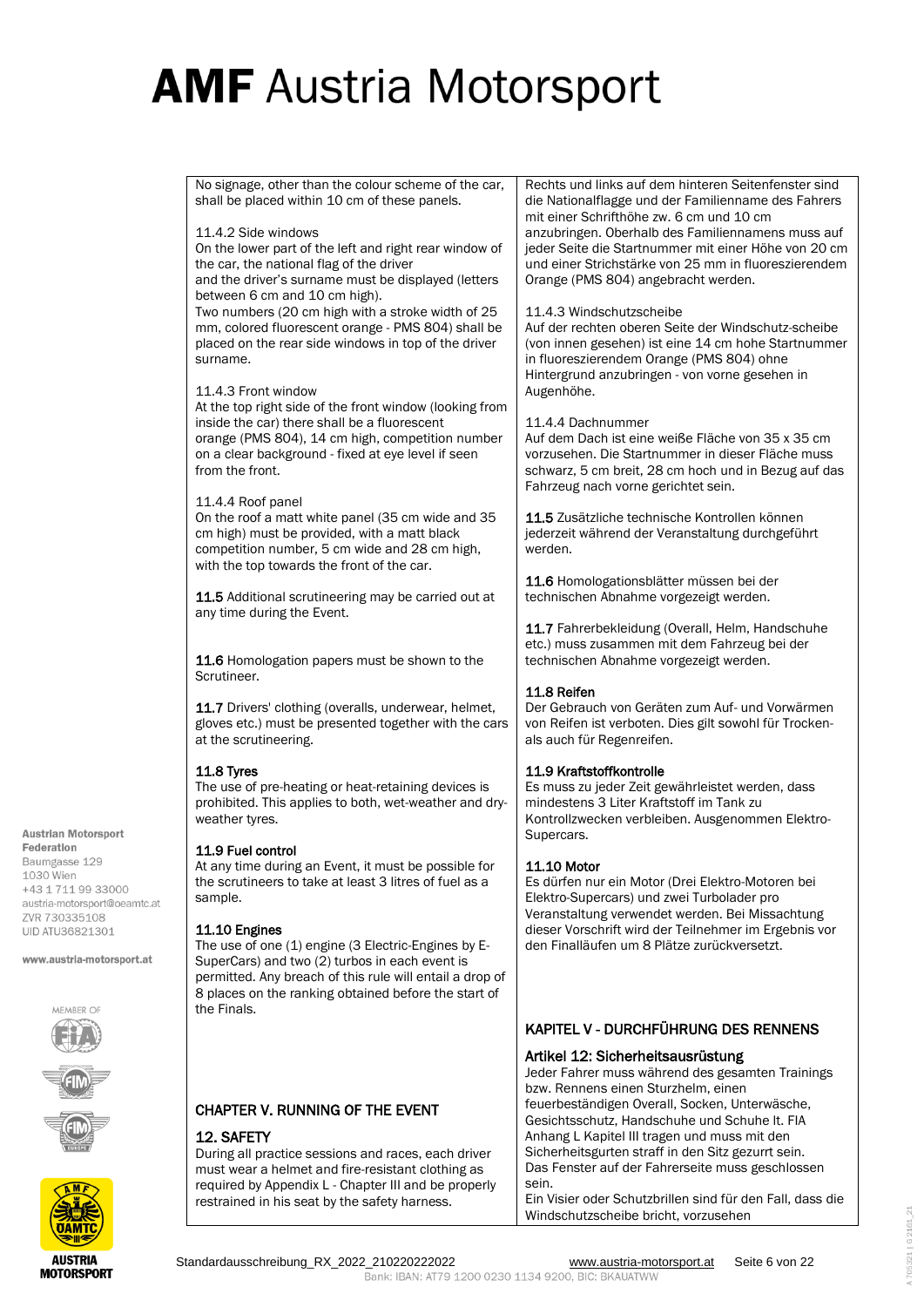No signage, other than the colour scheme of the car, shall be placed within 10 cm of these panels.

11.4.2 Side windows
On the lower part of the left and right rear window of the car, the national flag of the driver and the driver's surname must be displayed (letters between 6 cm and 10 cm high).
Two numbers (20 cm high with a stroke width of 25 mm, colored fluorescent orange - PMS 804) shall be placed on the rear side windows in top of the driver surname.

11.4.3 Front window
At the top right side of the front window (looking from inside the car) there shall be a fluorescent orange (PMS 804), 14 cm high, competition number on a clear background - fixed at eye level if seen from the front.

11.4.4 Roof panel
On the roof a matt white panel (35 cm wide and 35 cm high) must be provided, with a matt black competition number, 5 cm wide and 28 cm high, with the top towards the front of the car.

**11.5** Additional scrutineering may be carried out at any time during the Event.

**11.6** Homologation papers must be shown to the Scrutineer.

**11.7** Drivers' clothing (overalls, underwear, helmet, gloves etc.) must be presented together with the cars at the scrutineering.

**11.8 Tyres**
The use of pre-heating or heat-retaining devices is prohibited. This applies to both, wet-weather and dry-weather tyres.

**11.9 Fuel control**
At any time during an Event, it must be possible for the scrutineers to take at least 3 litres of fuel as a sample.

**11.10 Engines**
The use of one (1) engine (3 Electric-Engines by E-SuperCars) and two (2) turbos in each event is permitted. Any breach of this rule will entail a drop of 8 places on the ranking obtained before the start of the Finals.

## CHAPTER V. RUNNING OF THE EVENT

### 12. SAFETY

During all practice sessions and races, each driver must wear a helmet and fire-resistant clothing as required by Appendix L - Chapter III and be properly restrained in his seat by the safety harness.

---

Rechts und links auf dem hinteren Seitenfenster sind die Nationalflagge und der Familienname des Fahrers mit einer Schrifthöhe zw. 6 cm und 10 cm anzubringen. Oberhalb des Familiennamens muss auf jeder Seite die Startnummer mit einer Höhe von 20 cm und einer Strichstärke von 25 mm in fluoreszierendem Orange (PMS 804) angebracht werden.

11.4.3 Windschutzscheibe
Auf der rechten oberen Seite der Windschutz-scheibe (von innen gesehen) ist eine 14 cm hohe Startnummer in fluoreszierendem Orange (PMS 804) ohne Hintergrund anzubringen - von vorne gesehen in Augenhöhe.

11.4.4 Dachnummer
Auf dem Dach ist eine weiße Fläche von 35 x 35 cm vorzusehen. Die Startnummer in dieser Fläche muss schwarz, 5 cm breit, 28 cm hoch und in Bezug auf das Fahrzeug nach vorne gerichtet sein.

**11.5** Zusätzliche technische Kontrollen können jederzeit während der Veranstaltung durchgeführt werden.

**11.6** Homologationsblätter müssen bei der technischen Abnahme vorgezeigt werden.

**11.7** Fahrerbekleidung (Overall, Helm, Handschuhe etc.) muss zusammen mit dem Fahrzeug bei der technischen Abnahme vorgezeigt werden.

**11.8 Reifen**
Der Gebrauch von Geräten zum Auf- und Vorwärmen von Reifen ist verboten. Dies gilt sowohl für Trocken- als auch für Regenreifen.

**11.9 Kraftstoffkontrolle**
Es muss zu jeder Zeit gewährleistet werden, dass mindestens 3 Liter Kraftstoff im Tank zu Kontrollzwecken verbleiben. Ausgenommen Elektro-Supercars.

**11.10 Motor**
Es dürfen nur ein Motor (Drei Elektro-Motoren bei Elektro-Supercars) und zwei Turbolader pro Veranstaltung verwendet werden. Bei Missachtung dieser Vorschrift wird der Teilnehmer im Ergebnis vor den Finalläufen um 8 Plätze zurückversetzt.

## KAPITEL V - DURCHFÜHRUNG DES RENNENS

### Artikel 12: Sicherheitsausrüstung

Jeder Fahrer muss während des gesamten Trainings bzw. Rennens einen Sturzhelm, einen feuerbeständigen Overall, Socken, Unterwäsche, Gesichtsschutz, Handschuhe und Schuhe lt. FIA Anhang L Kapitel III tragen und muss mit den Sicherheitsgurten straff in den Sitz gezurrt sein.
Das Fenster auf der Fahrerseite muss geschlossen sein.
Ein Visier oder Schutzbrillen sind für den Fall, dass die Windschutzscheibe bricht, vorzusehen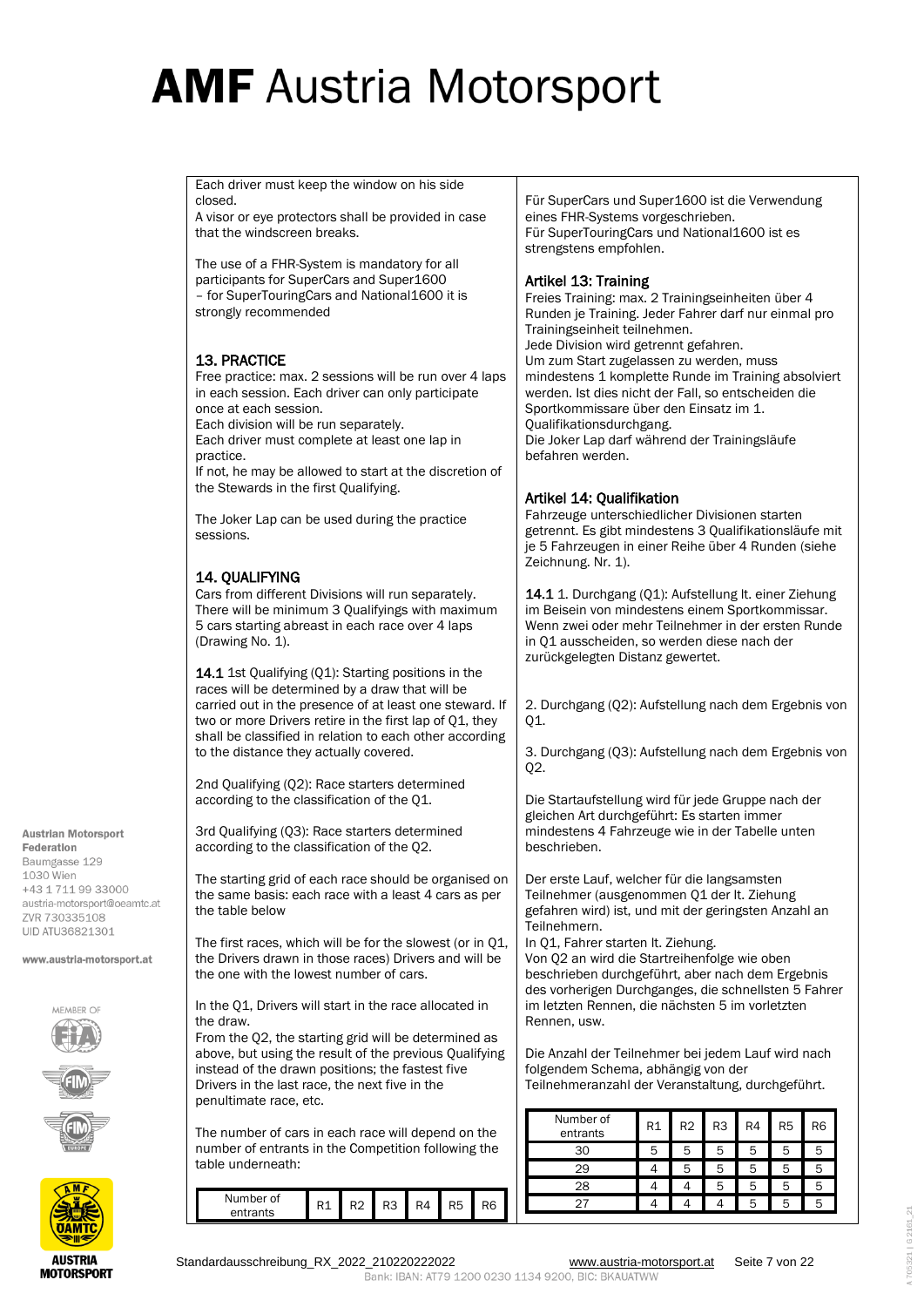# AMF Austria Motorsport

Each driver must keep the window on his side closed.
A visor or eye protectors shall be provided in case that the windscreen breaks.

The use of a FHR-System is mandatory for all participants for SuperCars and Super1600 – for SuperTouringCars and National1600 it is strongly recommended

## 13. PRACTICE

Free practice: max. 2 sessions will be run over 4 laps in each session. Each driver can only participate once at each session.
Each division will be run separately.
Each driver must complete at least one lap in practice.
If not, he may be allowed to start at the discretion of the Stewards in the first Qualifying.

The Joker Lap can be used during the practice sessions.

## 14. QUALIFYING

Cars from different Divisions will run separately. There will be minimum 3 Qualifyings with maximum 5 cars starting abreast in each race over 4 laps (Drawing No. 1).

**14.1** 1st Qualifying (Q1): Starting positions in the races will be determined by a draw that will be carried out in the presence of at least one steward. If two or more Drivers retire in the first lap of Q1, they shall be classified in relation to each other according to the distance they actually covered.

2nd Qualifying (Q2): Race starters determined according to the classification of the Q1.

3rd Qualifying (Q3): Race starters determined according to the classification of the Q2.

The starting grid of each race should be organised on the same basis: each race with a least 4 cars as per the table below

The first races, which will be for the slowest (or in Q1, the Drivers drawn in those races) Drivers and will be the one with the lowest number of cars.

In the Q1, Drivers will start in the race allocated in the draw.
From the Q2, the starting grid will be determined as above, but using the result of the previous Qualifying instead of the drawn positions; the fastest five Drivers in the last race, the next five in the penultimate race, etc.

The number of cars in each race will depend on the number of entrants in the Competition following the table underneath:

| Number of entrants | R1 | R2 | R3 | R4 | R5 | R6 |
|---|---|---|---|---|---|---|

Für SuperCars und Super1600 ist die Verwendung eines FHR-Systems vorgeschrieben.
Für SuperTouringCars und National1600 ist es strengstens empfohlen.

## Artikel 13: Training

Freies Training: max. 2 Trainingseinheiten über 4 Runden je Training. Jeder Fahrer darf nur einmal pro Trainingseinheit teilnehmen.
Jede Division wird getrennt gefahren.
Um zum Start zugelassen zu werden, muss mindestens 1 komplette Runde im Training absolviert werden. Ist dies nicht der Fall, so entscheiden die Sportkommissare über den Einsatz im 1. Qualifikationsdurchgang.
Die Joker Lap darf während der Trainingsläufe befahren werden.

## Artikel 14: Qualifikation

Fahrzeuge unterschiedlicher Divisionen starten getrennt. Es gibt mindestens 3 Qualifikationsläufe mit je 5 Fahrzeugen in einer Reihe über 4 Runden (siehe Zeichnung. Nr. 1).

**14.1** 1. Durchgang (Q1): Aufstellung lt. einer Ziehung im Beisein von mindestens einem Sportkommissar. Wenn zwei oder mehr Teilnehmer in der ersten Runde in Q1 ausscheiden, so werden diese nach der zurückgelegten Distanz gewertet.

2. Durchgang (Q2): Aufstellung nach dem Ergebnis von Q1.

3. Durchgang (Q3): Aufstellung nach dem Ergebnis von Q2.

Die Startaufstellung wird für jede Gruppe nach der gleichen Art durchgeführt: Es starten immer mindestens 4 Fahrzeuge wie in der Tabelle unten beschrieben.

Der erste Lauf, welcher für die langsamsten Teilnehmer (ausgenommen Q1 der lt. Ziehung gefahren wird) ist, und mit der geringsten Anzahl an Teilnehmern.
In Q1, Fahrer starten lt. Ziehung.
Von Q2 an wird die Startreihenfolge wie oben beschrieben durchgeführt, aber nach dem Ergebnis des vorherigen Durchganges, die schnellsten 5 Fahrer im letzten Rennen, die nächsten 5 im vorletzten Rennen, usw.

Die Anzahl der Teilnehmer bei jedem Lauf wird nach folgendem Schema, abhängig von der Teilnehmeranzahl der Veranstaltung, durchgeführt.

| Number of entrants | R1 | R2 | R3 | R4 | R5 | R6 |
|---|---|---|---|---|---|---|
| 30 | 5 | 5 | 5 | 5 | 5 | 5 |
| 29 | 4 | 5 | 5 | 5 | 5 | 5 |
| 28 | 4 | 4 | 5 | 5 | 5 | 5 |
| 27 | 4 | 4 | 4 | 5 | 5 | 5 |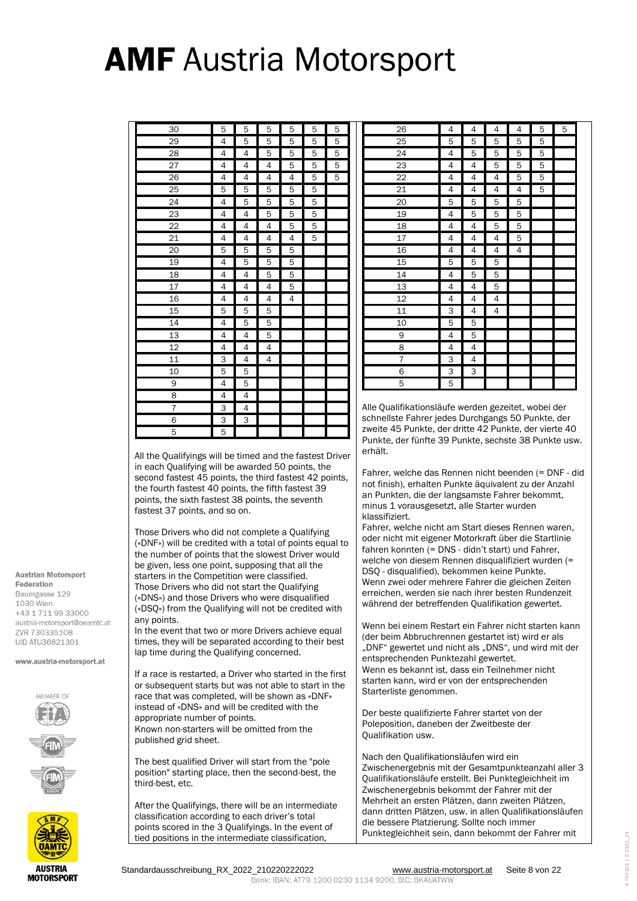| | | | | | | |
|---|---|---|---|---|---|---|
| 30 | 5 | 5 | 5 | 5 | 5 | 5 |
| 29 | 4 | 5 | 5 | 5 | 5 | 5 |
| 28 | 4 | 4 | 5 | 5 | 5 | 5 |
| 27 | 4 | 4 | 4 | 5 | 5 | 5 |
| 26 | 4 | 4 | 4 | 4 | 5 | 5 |
| 25 | 5 | 5 | 5 | 5 | 5 | |
| 24 | 4 | 5 | 5 | 5 | 5 | |
| 23 | 4 | 4 | 5 | 5 | 5 | |
| 22 | 4 | 4 | 4 | 5 | 5 | |
| 21 | 4 | 4 | 4 | 4 | 5 | |
| 20 | 5 | 5 | 5 | 5 | | |
| 19 | 4 | 5 | 5 | 5 | | |
| 18 | 4 | 4 | 5 | 5 | | |
| 17 | 4 | 4 | 4 | 5 | | |
| 16 | 4 | 4 | 4 | 4 | | |
| 15 | 5 | 5 | 5 | | | |
| 14 | 4 | 5 | 5 | | | |
| 13 | 4 | 4 | 5 | | | |
| 12 | 4 | 4 | 4 | | | |
| 11 | 3 | 4 | 4 | | | |
| 10 | 5 | 5 | | | | |
| 9 | 4 | 5 | | | | |
| 8 | 4 | 4 | | | | |
| 7 | 3 | 4 | | | | |
| 6 | 3 | 3 | | | | |
| 5 | 5 | | | | | |

All the Qualifyings will be timed and the fastest Driver in each Qualifying will be awarded 50 points, the second fastest 45 points, the third fastest 42 points, the fourth fastest 40 points, the fifth fastest 39 points, the sixth fastest 38 points, the seventh fastest 37 points, and so on.

Those Drivers who did not complete a Qualifying («DNF») will be credited with a total of points equal to the number of points that the slowest Driver would be given, less one point, supposing that all the starters in the Competition were classified.
Those Drivers who did not start the Qualifying («DNS») and those Drivers who were disqualified («DSQ») from the Qualifying will not be credited with any points.
In the event that two or more Drivers achieve equal times, they will be separated according to their best lap time during the Qualifying concerned.

If a race is restarted, a Driver who started in the first or subsequent starts but was not able to start in the race that was completed, will be shown as «DNF» instead of «DNS» and will be credited with the appropriate number of points.
Known non-starters will be omitted from the published grid sheet.

The best qualified Driver will start from the "pole position" starting place, then the second-best, the third-best, etc.

After the Qualifyings, there will be an intermediate classification according to each driver's total points scored in the 3 Qualifyings. In the event of tied positions in the intermediate classification,

Alle Qualifikationsläufe werden gezeitet, wobei der schnellste Fahrer jedes Durchgangs 50 Punkte, der zweite 45 Punkte, der dritte 42 Punkte, der vierte 40 Punkte, der fünfte 39 Punkte, sechste 38 Punkte usw. erhält.

Fahrer, welche das Rennen nicht beenden (= DNF - did not finish), erhalten Punkte äquivalent zu der Anzahl an Punkten, die der langsamste Fahrer bekommt, minus 1 vorausgesetzt, alle Starter wurden klassifiziert.
Fahrer, welche nicht am Start dieses Rennen waren, oder nicht mit eigener Motorkraft über die Startlinie fahren konnten (= DNS - didn't start) und Fahrer, welche von diesem Rennen disqualifiziert wurden (= DSQ - disqualified), bekommen keine Punkte.
Wenn zwei oder mehrere Fahrer die gleichen Zeiten erreichen, werden sie nach ihrer besten Rundenzeit während der betreffenden Qualifikation gewertet.

Wenn bei einem Restart ein Fahrer nicht starten kann (der beim Abbruchrennen gestartet ist) wird er als „DNF" gewertet und nicht als „DNS", und wird mit der entsprechenden Punktezahl gewertet.
Wenn es bekannt ist, dass ein Teilnehmer nicht starten kann, wird er von der entsprechenden Starterliste genommen.

Der beste qualifizierte Fahrer startet von der Poleposition, daneben der Zweitbeste der Qualifikation usw.

Nach den Qualifikationsläufen wird ein Zwischenergebnis mit der Gesamtpunkteanzahl aller 3 Qualifikationsläufe erstellt. Bei Punktegleichheit im Zwischenergebnis bekommt der Fahrer mit der Mehrheit an ersten Plätzen, dann zweiten Plätzen, dann dritten Plätzen, usw. in allen Qualifikationsläufen die bessere Platzierung. Sollte noch immer Punktegleichheit sein, dann bekommt der Fahrer mit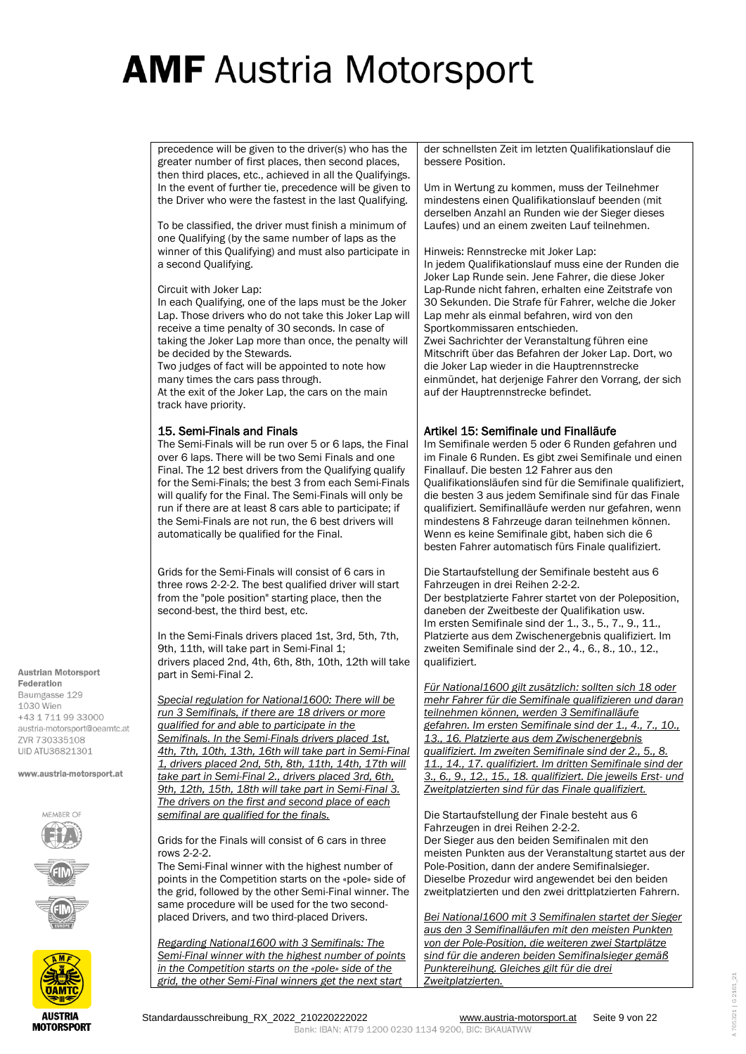precedence will be given to the driver(s) who has the greater number of first places, then second places, then third places, etc., achieved in all the Qualifyings. In the event of further tie, precedence will be given to the Driver who were the fastest in the last Qualifying.

To be classified, the driver must finish a minimum of one Qualifying (by the same number of laps as the winner of this Qualifying) and must also participate in a second Qualifying.

Circuit with Joker Lap:
In each Qualifying, one of the laps must be the Joker Lap. Those drivers who do not take this Joker Lap will receive a time penalty of 30 seconds. In case of taking the Joker Lap more than once, the penalty will be decided by the Stewards.
Two judges of fact will be appointed to note how many times the cars pass through.
At the exit of the Joker Lap, the cars on the main track have priority.

## 15. Semi-Finals and Finals

The Semi-Finals will be run over 5 or 6 laps, the Final over 6 laps. There will be two Semi Finals and one Final. The 12 best drivers from the Qualifying qualify for the Semi-Finals; the best 3 from each Semi-Finals will qualify for the Final. The Semi-Finals will only be run if there are at least 8 cars able to participate; if the Semi-Finals are not run, the 6 best drivers will automatically be qualified for the Final.

Grids for the Semi-Finals will consist of 6 cars in three rows 2-2-2. The best qualified driver will start from the "pole position" starting place, then the second-best, the third best, etc.

In the Semi-Finals drivers placed 1st, 3rd, 5th, 7th, 9th, 11th, will take part in Semi-Final 1;
drivers placed 2nd, 4th, 6th, 8th, 10th, 12th will take part in Semi-Final 2.

*Special regulation for National1600: There will be run 3 Semifinals, if there are 18 drivers or more qualified for and able to participate in the Semifinals. In the Semi-Finals drivers placed 1st, 4th, 7th, 10th, 13th, 16th will take part in Semi-Final 1, drivers placed 2nd, 5th, 8th, 11th, 14th, 17th will take part in Semi-Final 2., drivers placed 3rd, 6th, 9th, 12th, 15th, 18th will take part in Semi-Final 3. The drivers on the first and second place of each semifinal are qualified for the finals.*

Grids for the Finals will consist of 6 cars in three rows 2-2-2.
The Semi-Final winner with the highest number of points in the Competition starts on the «pole» side of the grid, followed by the other Semi-Final winner. The same procedure will be used for the two second-placed Drivers, and two third-placed Drivers.

*Regarding National1600 with 3 Semifinals: The Semi-Final winner with the highest number of points in the Competition starts on the «pole» side of the grid, the other Semi-Final winners get the next start*

der schnellsten Zeit im letzten Qualifikationslauf die bessere Position.

Um in Wertung zu kommen, muss der Teilnehmer mindestens einen Qualifikationslauf beenden (mit derselben Anzahl an Runden wie der Sieger dieses Laufes) und an einem zweiten Lauf teilnehmen.

Hinweis: Rennstrecke mit Joker Lap:
In jedem Qualifikationslauf muss eine der Runden die Joker Lap Runde sein. Jene Fahrer, die diese Joker Lap-Runde nicht fahren, erhalten eine Zeitstrafe von 30 Sekunden. Die Strafe für Fahrer, welche die Joker Lap mehr als einmal befahren, wird von den Sportkommissaren entschieden.
Zwei Sachrichter der Veranstaltung führen eine Mitschrift über das Befahren der Joker Lap. Dort, wo die Joker Lap wieder in die Hauptrennstrecke einmündet, hat derjenige Fahrer den Vorrang, der sich auf der Hauptrennstrecke befindet.

## Artikel 15: Semifinale und Finalläufe

Im Semifinale werden 5 oder 6 Runden gefahren und im Finale 6 Runden. Es gibt zwei Semifinale und einen Finallauf. Die besten 12 Fahrer aus den Qualifikationsläufen sind für die Semifinale qualifiziert, die besten 3 aus jedem Semifinale sind für das Finale qualifiziert. Semifinalläufe werden nur gefahren, wenn mindestens 8 Fahrzeuge daran teilnehmen können. Wenn es keine Semifinale gibt, haben sich die 6 besten Fahrer automatisch fürs Finale qualifiziert.

Die Startaufstellung der Semifinale besteht aus 6 Fahrzeugen in drei Reihen 2-2-2.
Der bestplatzierte Fahrer startet von der Poleposition, daneben der Zweitbeste der Qualifikation usw.
Im ersten Semifinale sind der 1., 3., 5., 7., 9., 11., Platzierte aus dem Zwischenergebnis qualifiziert. Im zweiten Semifinale sind der 2., 4., 6., 8., 10., 12., qualifiziert.

*Für National1600 gilt zusätzlich: sollten sich 18 oder mehr Fahrer für die Semifinale qualifizieren und daran teilnehmen können, werden 3 Semifinalläufe gefahren. Im ersten Semifinale sind der 1., 4., 7., 10., 13., 16. Platzierte aus dem Zwischenergebnis qualifiziert. Im zweiten Semifinale sind der 2., 5., 8. 11., 14., 17. qualifiziert. Im dritten Semifinale sind der 3., 6., 9., 12., 15., 18. qualifiziert. Die jeweils Erst- und Zweitplatzierten sind für das Finale qualifiziert.*

Die Startaufstellung der Finale besteht aus 6 Fahrzeugen in drei Reihen 2-2-2.
Der Sieger aus den beiden Semifinalen mit den meisten Punkten aus der Veranstaltung startet aus der Pole-Position, dann der andere Semifinalsieger. Dieselbe Prozedur wird angewendet bei den beiden zweitplatzierten und den zwei drittplatzierten Fahrern.

*Bei National1600 mit 3 Semifinalen startet der Sieger aus den 3 Semifinalläufen mit den meisten Punkten von der Pole-Position, die weiteren zwei Startplätze sind für die anderen beiden Semifinalsieger gemäß Punktereihung. Gleiches gilt für die drei Zweitplatzierten.*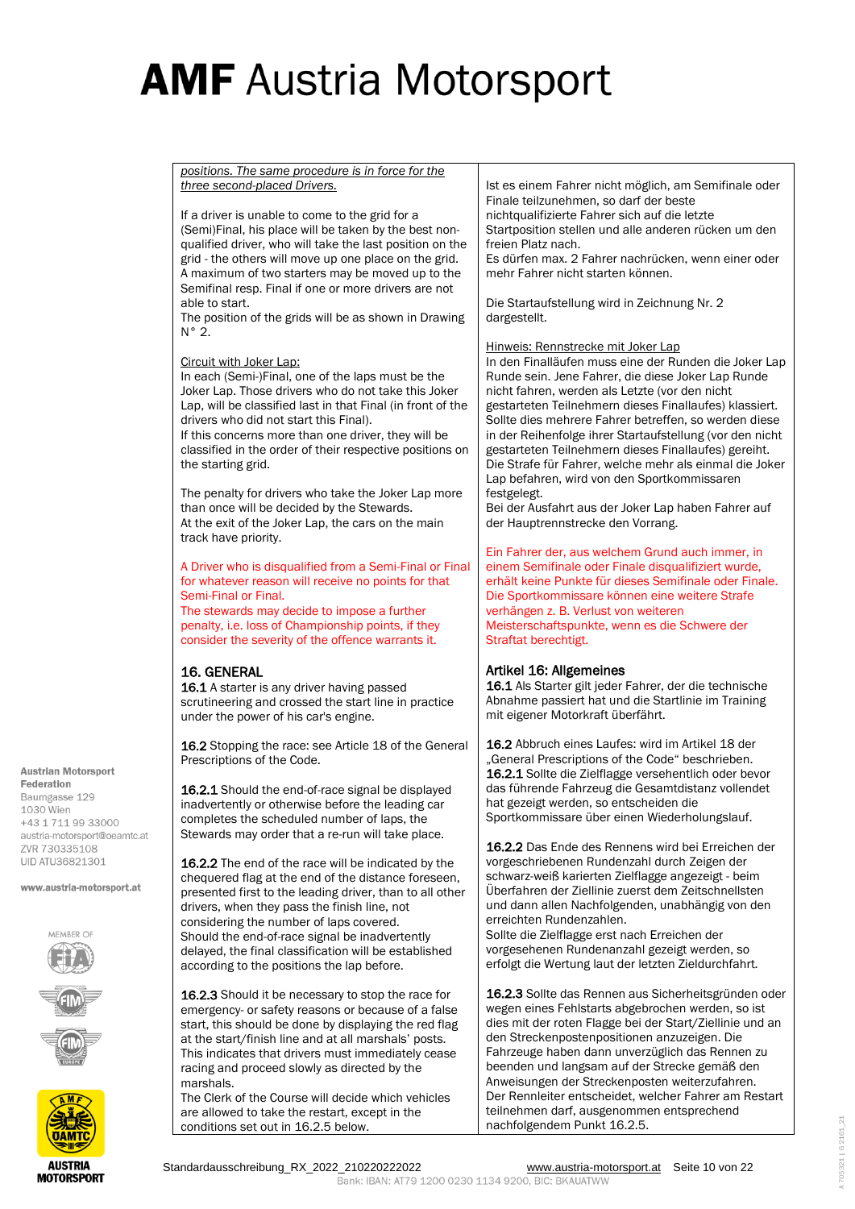*positions. The same procedure is in force for the three second-placed Drivers.*

If a driver is unable to come to the grid for a (Semi)Final, his place will be taken by the best non-qualified driver, who will take the last position on the grid - the others will move up one place on the grid. A maximum of two starters may be moved up to the Semifinal resp. Final if one or more drivers are not able to start.
The position of the grids will be as shown in Drawing N° 2.

Ist es einem Fahrer nicht möglich, am Semifinale oder Finale teilzunehmen, so darf der beste nichtqualifizierte Fahrer sich auf die letzte Startposition stellen und alle anderen rücken um den freien Platz nach.
Es dürfen max. 2 Fahrer nachrücken, wenn einer oder mehr Fahrer nicht starten können.

Die Startaufstellung wird in Zeichnung Nr. 2 dargestellt.

Circuit with Joker Lap:
In each (Semi-)Final, one of the laps must be the Joker Lap. Those drivers who do not take this Joker Lap, will be classified last in that Final (in front of the drivers who did not start this Final).
If this concerns more than one driver, they will be classified in the order of their respective positions on the starting grid.

The penalty for drivers who take the Joker Lap more than once will be decided by the Stewards.
At the exit of the Joker Lap, the cars on the main track have priority.

Hinweis: Rennstrecke mit Joker Lap
In den Finalläufen muss eine der Runden die Joker Lap Runde sein. Jene Fahrer, die diese Joker Lap Runde nicht fahren, werden als Letzte (vor den nicht gestarteten Teilnehmern dieses Finallaufes) klassiert. Sollte dies mehrere Fahrer betreffen, so werden diese in der Reihenfolge ihrer Startaufstellung (vor den nicht gestarteten Teilnehmern dieses Finallaufes) gereiht.
Die Strafe für Fahrer, welche mehr als einmal die Joker Lap befahren, wird von den Sportkommissaren festgelegt.
Bei der Ausfahrt aus der Joker Lap haben Fahrer auf der Hauptrennstrecke den Vorrang.

A Driver who is disqualified from a Semi-Final or Final for whatever reason will receive no points for that Semi-Final or Final.
The stewards may decide to impose a further penalty, i.e. loss of Championship points, if they consider the severity of the offence warrants it.

Ein Fahrer der, aus welchem Grund auch immer, in einem Semifinale oder Finale disqualifiziert wurde, erhält keine Punkte für dieses Semifinale oder Finale.
Die Sportkommissare können eine weitere Strafe verhängen z. B. Verlust von weiteren Meisterschaftspunkte, wenn es die Schwere der Straftat berechtigt.

## 16. GENERAL

**16.1** A starter is any driver having passed scrutineering and crossed the start line in practice under the power of his car's engine.

**16.2** Stopping the race: see Article 18 of the General Prescriptions of the Code.

**16.2.1** Should the end-of-race signal be displayed inadvertently or otherwise before the leading car completes the scheduled number of laps, the Stewards may order that a re-run will take place.

**16.2.2** The end of the race will be indicated by the chequered flag at the end of the distance foreseen, presented first to the leading driver, than to all other drivers, when they pass the finish line, not considering the number of laps covered.
Should the end-of-race signal be inadvertently delayed, the final classification will be established according to the positions the lap before.

**16.2.3** Should it be necessary to stop the race for emergency- or safety reasons or because of a false start, this should be done by displaying the red flag at the start/finish line and at all marshals' posts.
This indicates that drivers must immediately cease racing and proceed slowly as directed by the marshals.
The Clerk of the Course will decide which vehicles are allowed to take the restart, except in the conditions set out in 16.2.5 below.

## Artikel 16: Allgemeines

**16.1** Als Starter gilt jeder Fahrer, der die technische Abnahme passiert hat und die Startlinie im Training mit eigener Motorkraft überfährt.

**16.2** Abbruch eines Laufes: wird im Artikel 18 der „General Prescriptions of the Code" beschrieben.
**16.2.1** Sollte die Zielflagge versehentlich oder bevor das führende Fahrzeug die Gesamtdistanz vollendet hat gezeigt werden, so entscheiden die Sportkommissare über einen Wiederholungslauf.

**16.2.2** Das Ende des Rennens wird bei Erreichen der vorgeschriebenen Rundenzahl durch Zeigen der schwarz-weiß karierten Zielflagge angezeigt - beim Überfahren der Ziellinie zuerst dem Zeitschnellsten und dann allen Nachfolgenden, unabhängig von den erreichten Rundenzahlen.
Sollte die Zielflagge erst nach Erreichen der vorgesehenen Rundenanzahl gezeigt werden, so erfolgt die Wertung laut der letzten Zieldurchfahrt.

**16.2.3** Sollte das Rennen aus Sicherheitsgründen oder wegen eines Fehlstarts abgebrochen werden, so ist dies mit der roten Flagge bei der Start/Ziellinie und an den Streckenpostenpositionen anzuzeigen. Die Fahrzeuge haben dann unverzüglich das Rennen zu beenden und langsam auf der Strecke gemäß den Anweisungen der Streckenposten weiterzufahren.
Der Rennleiter entscheidet, welcher Fahrer am Restart teilnehmen darf, ausgenommen entsprechend nachfolgendem Punkt 16.2.5.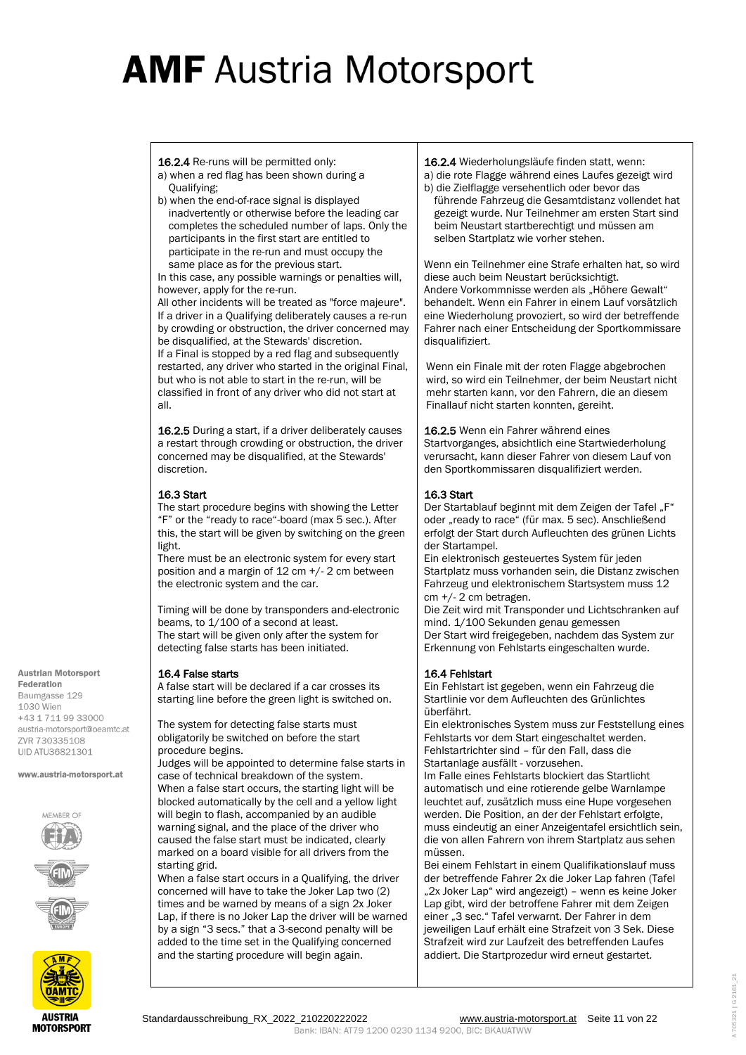**16.2.4** Re-runs will be permitted only:

a) when a red flag has been shown during a Qualifying;

b) when the end-of-race signal is displayed inadvertently or otherwise before the leading car completes the scheduled number of laps. Only the participants in the first start are entitled to participate in the re-run and must occupy the same place as for the previous start.

In this case, any possible warnings or penalties will, however, apply for the re-run.

All other incidents will be treated as "force majeure".

If a driver in a Qualifying deliberately causes a re-run by crowding or obstruction, the driver concerned may be disqualified, at the Stewards' discretion.

If a Final is stopped by a red flag and subsequently restarted, any driver who started in the original Final, but who is not able to start in the re-run, will be classified in front of any driver who did not start at all.

**16.2.5** During a start, if a driver deliberately causes a restart through crowding or obstruction, the driver concerned may be disqualified, at the Stewards' discretion.

### 16.3 Start

The start procedure begins with showing the Letter "F" or the "ready to race"-board (max 5 sec.). After this, the start will be given by switching on the green light.

There must be an electronic system for every start position and a margin of 12 cm +/- 2 cm between the electronic system and the car.

Timing will be done by transponders and-electronic beams, to 1/100 of a second at least.

The start will be given only after the system for detecting false starts has been initiated.

### 16.4 False starts

A false start will be declared if a car crosses its starting line before the green light is switched on.

The system for detecting false starts must obligatorily be switched on before the start procedure begins.

Judges will be appointed to determine false starts in case of technical breakdown of the system.

When a false start occurs, the starting light will be blocked automatically by the cell and a yellow light will begin to flash, accompanied by an audible warning signal, and the place of the driver who caused the false start must be indicated, clearly marked on a board visible for all drivers from the starting grid.

When a false start occurs in a Qualifying, the driver concerned will have to take the Joker Lap two (2) times and be warned by means of a sign 2x Joker Lap, if there is no Joker Lap the driver will be warned by a sign "3 secs." that a 3-second penalty will be added to the time set in the Qualifying concerned and the starting procedure will begin again.

**16.2.4** Wiederholungsläufe finden statt, wenn:

a) die rote Flagge während eines Laufes gezeigt wird

b) die Zielflagge versehentlich oder bevor das führende Fahrzeug die Gesamtdistanz vollendet hat gezeigt wurde. Nur Teilnehmer am ersten Start sind beim Neustart startberechtigt und müssen am selben Startplatz wie vorher stehen.

Wenn ein Teilnehmer eine Strafe erhalten hat, so wird diese auch beim Neustart berücksichtigt.

Andere Vorkommnisse werden als „Höhere Gewalt" behandelt. Wenn ein Fahrer in einem Lauf vorsätzlich eine Wiederholung provoziert, so wird der betreffende Fahrer nach einer Entscheidung der Sportkommissare disqualifiziert.

Wenn ein Finale mit der roten Flagge abgebrochen wird, so wird ein Teilnehmer, der beim Neustart nicht mehr starten kann, vor den Fahrern, die an diesem Finallauf nicht starten konnten, gereiht.

**16.2.5** Wenn ein Fahrer während eines Startvorganges, absichtlich eine Startwiederholung verursacht, kann dieser Fahrer von diesem Lauf von den Sportkommissaren disqualifiziert werden.

### 16.3 Start

Der Startablauf beginnt mit dem Zeigen der Tafel „F" oder „ready to race" (für max. 5 sec). Anschließend erfolgt der Start durch Aufleuchten des grünen Lichts der Startampel.

Ein elektronisch gesteuertes System für jeden Startplatz muss vorhanden sein, die Distanz zwischen Fahrzeug und elektronischem Startsystem muss 12 cm +/- 2 cm betragen.

Die Zeit wird mit Transponder und Lichtschranken auf mind. 1/100 Sekunden genau gemessen

Der Start wird freigegeben, nachdem das System zur Erkennung von Fehlstarts eingeschalten wurde.

### 16.4 Fehlstart

Ein Fehlstart ist gegeben, wenn ein Fahrzeug die Startlinie vor dem Aufleuchten des Grünlichtes überfährt.

Ein elektronisches System muss zur Feststellung eines Fehlstarts vor dem Start eingeschaltet werden. Fehlstartrichter sind – für den Fall, dass die Startanlage ausfällt - vorzusehen.

Im Falle eines Fehlstarts blockiert das Startlicht automatisch und eine rotierende gelbe Warnlampe leuchtet auf, zusätzlich muss eine Hupe vorgesehen werden. Die Position, an der der Fehlstart erfolgte, muss eindeutig an einer Anzeigentafel ersichtlich sein, die von allen Fahrern von ihrem Startplatz aus sehen müssen.

Bei einem Fehlstart in einem Qualifikationslauf muss der betreffende Fahrer 2x die Joker Lap fahren (Tafel „2x Joker Lap" wird angezeigt) – wenn es keine Joker Lap gibt, wird der betroffene Fahrer mit dem Zeigen einer „3 sec." Tafel verwarnt. Der Fahrer in dem jeweiligen Lauf erhält eine Strafzeit von 3 Sek. Diese Strafzeit wird zur Laufzeit des betreffenden Laufes addiert. Die Startprozedur wird erneut gestartet.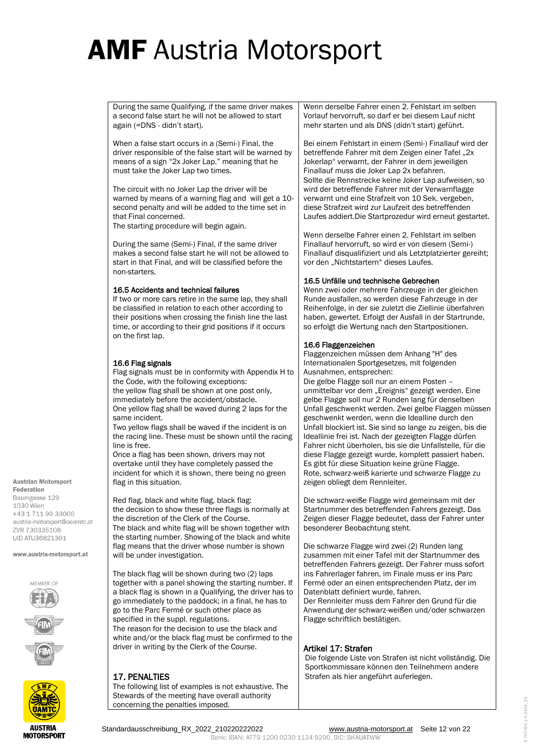During the same Qualifying, if the same driver makes a second false start he will not be allowed to start again (=DNS - didn't start).

When a false start occurs in a (Semi-) Final, the driver responsible of the false start will be warned by means of a sign "2x Joker Lap." meaning that he must take the Joker Lap two times.

The circuit with no Joker Lap the driver will be warned by means of a warning flag and will get a 10-second penalty and will be added to the time set in that Final concerned.
The starting procedure will begin again.

During the same (Semi-) Final, if the same driver makes a second false start he will not be allowed to start in that Final, and will be classified before the non-starters.

### 16.5 Accidents and technical failures

If two or more cars retire in the same lap, they shall be classified in relation to each other according to their positions when crossing the finish line the last time, or according to their grid positions if it occurs on the first lap.

### 16.6 Flag signals

Flag signals must be in conformity with Appendix H to the Code, with the following exceptions:
the yellow flag shall be shown at one post only, immediately before the accident/obstacle.
One yellow flag shall be waved during 2 laps for the same incident.
Two yellow flags shall be waved if the incident is on the racing line. These must be shown until the racing line is free.
Once a flag has been shown, drivers may not overtake until they have completely passed the incident for which it is shown, there being no green flag in this situation.

Red flag, black and white flag, black flag:
the decision to show these three flags is normally at the discretion of the Clerk of the Course.
The black and white flag will be shown together with the starting number. Showing of the black and white flag means that the driver whose number is shown will be under investigation.

The black flag will be shown during two (2) laps together with a panel showing the starting number. If a black flag is shown in a Qualifying, the driver has to go immediately to the paddock; in a final, he has to go to the Parc Fermé or such other place as specified in the suppl. regulations.
The reason for the decision to use the black and white and/or the black flag must be confirmed to the driver in writing by the Clerk of the Course.

## 17. PENALTIES

The following list of examples is not exhaustive. The Stewards of the meeting have overall authority concerning the penalties imposed.

---

Wenn derselbe Fahrer einen 2. Fehlstart im selben Vorlauf hervorruft, so darf er bei diesem Lauf nicht mehr starten und als DNS (didn't start) geführt.

Bei einem Fehlstart in einem (Semi-) Finallauf wird der betreffende Fahrer mit dem Zeigen einer Tafel „2x Jokerlap" verwarnt, der Fahrer in dem jeweiligen Finallauf muss die Joker Lap 2x befahren.
Sollte die Rennstrecke keine Joker Lap aufweisen, so wird der betreffende Fahrer mit der Verwarnflagge verwarnt und eine Strafzeit von 10 Sek. vergeben, diese Strafzeit wird zur Laufzeit des betreffenden Laufes addiert.Die Startprozedur wird erneut gestartet.

Wenn derselbe Fahrer einen 2. Fehlstart im selben Finallauf hervorruft, so wird er von diesem (Semi-) Finallauf disqualifiziert und als Letztplatzierter gereiht; vor den „Nichtstartern" dieses Laufes.

### 16.5 Unfälle und technische Gebrechen

Wenn zwei oder mehrere Fahrzeuge in der gleichen Runde ausfallen, so werden diese Fahrzeuge in der Reihenfolge, in der sie zuletzt die Ziellinie überfahren haben, gewertet. Erfolgt der Ausfall in der Startrunde, so erfolgt die Wertung nach den Startpositionen.

### 16.6 Flaggenzeichen

Flaggenzeichen müssen dem Anhang "H" des Internationalen Sportgesetzes, mit folgenden Ausnahmen, entsprechen:
Die gelbe Flagge soll nur an einem Posten – unmittelbar vor dem „Ereignis" gezeigt werden. Eine gelbe Flagge soll nur 2 Runden lang für denselben Unfall geschwenkt werden. Zwei gelbe Flaggen müssen geschwenkt werden, wenn die Idealline durch den Unfall blockiert ist. Sie sind so lange zu zeigen, bis die Ideallinie frei ist. Nach der gezeigten Flagge dürfen Fahrer nicht überholen, bis sie die Unfallstelle, für die diese Flagge gezeigt wurde, komplett passiert haben. Es gibt für diese Situation keine grüne Flagge.
Rote, schwarz-weiß karierte und schwarze Flagge zu zeigen obliegt dem Rennleiter.

Die schwarz-weiße Flagge wird gemeinsam mit der Startnummer des betreffenden Fahrers gezeigt. Das Zeigen dieser Flagge bedeutet, dass der Fahrer unter besonderer Beobachtung steht.

Die schwarze Flagge wird zwei (2) Runden lang zusammen mit einer Tafel mit der Startnummer des betreffenden Fahrers gezeigt. Der Fahrer muss sofort ins Fahrerlager fahren, im Finale muss er ins Parc Fermé oder an einen entsprechenden Platz, der im Datenblatt definiert wurde, fahren.
Der Rennleiter muss dem Fahrer den Grund für die Anwendung der schwarz-weißen und/oder schwarzen Flagge schriftlich bestätigen.

## Artikel 17: Strafen

Die folgende Liste von Strafen ist nicht vollständig. Die Sportkommissare können den Teilnehmern andere Strafen als hier angeführt auferlegen.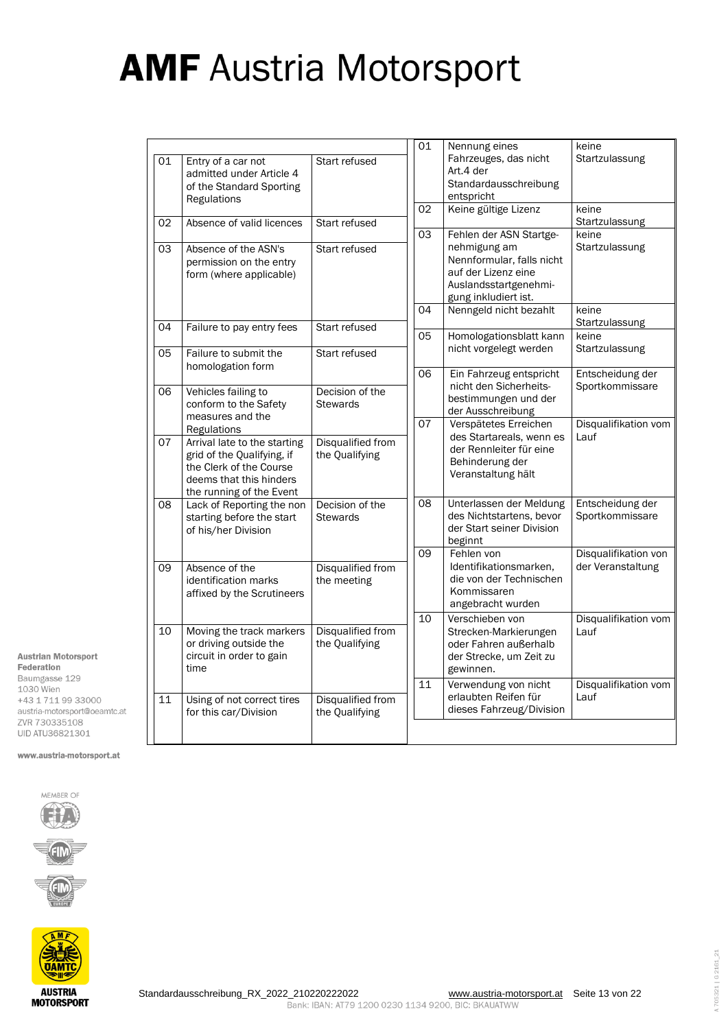# AMF Austria Motorsport

| | | |
|---|---|---|
| 01 | Entry of a car not admitted under Article 4 of the Standard Sporting Regulations | Start refused |
| 02 | Absence of valid licences | Start refused |
| 03 | Absence of the ASN's permission on the entry form (where applicable) | Start refused |
| 04 | Failure to pay entry fees | Start refused |
| 05 | Failure to submit the homologation form | Start refused |
| 06 | Vehicles failing to conform to the Safety measures and the Regulations | Decision of the Stewards |
| 07 | Arrival late to the starting grid of the Qualifying, if the Clerk of the Course deems that this hinders the running of the Event | Disqualified from the Qualifying |
| 08 | Lack of Reporting the non starting before the start of his/her Division | Decision of the Stewards |
| 09 | Absence of the identification marks affixed by the Scrutineers | Disqualified from the meeting |
| 10 | Moving the track markers or driving outside the circuit in order to gain time | Disqualified from the Qualifying |
| 11 | Using of not correct tires for this car/Division | Disqualified from the Qualifying |

| | | |
|---|---|---|
| 01 | Nennung eines Fahrzeuges, das nicht Art.4 der Standardausschreibung entspricht | keine Startzulassung |
| 02 | Keine gültige Lizenz | keine Startzulassung |
| 03 | Fehlen der ASN Startgenehmigung am Nennformular, falls nicht auf der Lizenz eine Auslandsstartgenehmigung inkludiert ist. | keine Startzulassung |
| 04 | Nenngeld nicht bezahlt | keine Startzulassung |
| 05 | Homologationsblatt kann nicht vorgelegt werden | keine Startzulassung |
| 06 | Ein Fahrzeug entspricht nicht den Sicherheitsbestimmungen und der Ausschreibung | Entscheidung der Sportkommissare |
| 07 | Verspätetes Erreichen des Startareals, wenn es der Rennleiter für eine Behinderung der Veranstaltung hält | Disqualifikation vom Lauf |
| 08 | Unterlassen der Meldung des Nichtstartens, bevor der Start seiner Division beginnt | Entscheidung der Sportkommissare |
| 09 | Fehlen von Identifikationsmarken, die von der Technischen Kommissaren angebracht wurden | Disqualifikation von der Veranstaltung |
| 10 | Verschieben von Strecken-Markierungen oder Fahren außerhalb der Strecke, um Zeit zu gewinnen. | Disqualifikation vom Lauf |
| 11 | Verwendung von nicht erlaubten Reifen für dieses Fahrzeug/Division | Disqualifikation vom Lauf |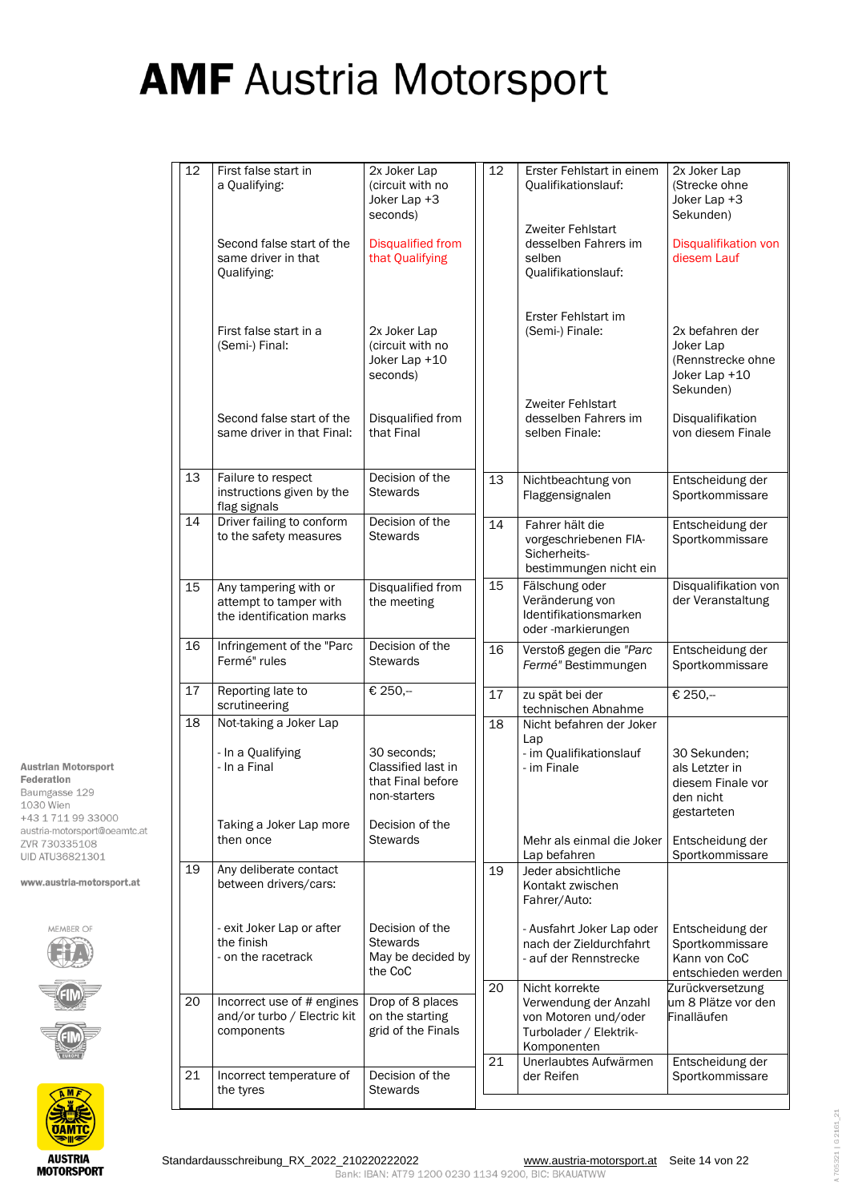# AMF Austria Motorsport

| | | | | | |
|---|---|---|---|---|---|
| 12 | First false start in a Qualifying:<br><br>Second false start of the same driver in that Qualifying:<br><br>First false start in a (Semi-) Final:<br><br>Second false start of the same driver in that Final: | 2x Joker Lap (circuit with no Joker Lap +3 seconds)<br><br>Disqualified from that Qualifying<br><br>2x Joker Lap (circuit with no Joker Lap +10 seconds)<br><br>Disqualified from that Final | 12 | Erster Fehlstart in einem Qualifikationslauf:<br><br>Zweiter Fehlstart desselben Fahrers im selben Qualifikationslauf:<br><br>Erster Fehlstart im (Semi-) Finale:<br><br>Zweiter Fehlstart desselben Fahrers im selben Finale: | 2x Joker Lap (Strecke ohne Joker Lap +3 Sekunden)<br><br>Disqualifikation von diesem Lauf<br><br>2x befahren der Joker Lap (Rennstrecke ohne Joker Lap +10 Sekunden)<br><br>Disqualifikation von diesem Finale |
| 13 | Failure to respect instructions given by the flag signals | Decision of the Stewards | 13 | Nichtbeachtung von Flaggensignalen | Entscheidung der Sportkommissare |
| 14 | Driver failing to conform to the safety measures | Decision of the Stewards | 14 | Fahrer hält die vorgeschriebenen FIA-Sicherheits-bestimmungen nicht ein | Entscheidung der Sportkommissare |
| 15 | Any tampering with or attempt to tamper with the identification marks | Disqualified from the meeting | 15 | Fälschung oder Veränderung von Identifikationsmarken oder -markierungen | Disqualifikation von der Veranstaltung |
| 16 | Infringement of the "Parc Fermé" rules | Decision of the Stewards | 16 | Verstoß gegen die *"Parc Fermé"* Bestimmungen | Entscheidung der Sportkommissare |
| 17 | Reporting late to scrutineering | € 250,-- | 17 | zu spät bei der technischen Abnahme | € 250,-- |
| 18 | Not-taking a Joker Lap<br><br>- In a Qualifying<br>- In a Final<br><br>Taking a Joker Lap more then once | 30 seconds; Classified last in that Final before non-starters<br><br>Decision of the Stewards | 18 | Nicht befahren der Joker Lap<br>- im Qualifikationslauf<br>- im Finale<br><br>Mehr als einmal die Joker Lap befahren | 30 Sekunden; als Letzter in diesem Finale vor den nicht gestarteten<br><br>Entscheidung der Sportkommissare |
| 19 | Any deliberate contact between drivers/cars:<br><br>- exit Joker Lap or after the finish<br>- on the racetrack | Decision of the Stewards<br>May be decided by the CoC | 19 | Jeder absichtliche Kontakt zwischen Fahrer/Auto:<br><br>- Ausfahrt Joker Lap oder nach der Zieldurchfahrt<br>- auf der Rennstrecke | Entscheidung der Sportkommissare<br>Kann von CoC entschieden werden |
| 20 | Incorrect use of # engines and/or turbo / Electric kit components | Drop of 8 places on the starting grid of the Finals | 20 | Nicht korrekte Verwendung der Anzahl von Motoren und/oder Turbolader / Elektrik-Komponenten | Zurückversetzung um 8 Plätze vor den Finalläufen |
| 21 | Incorrect temperature of the tyres | Decision of the Stewards | 21 | Unerlaubtes Aufwärmen der Reifen | Entscheidung der Sportkommissare |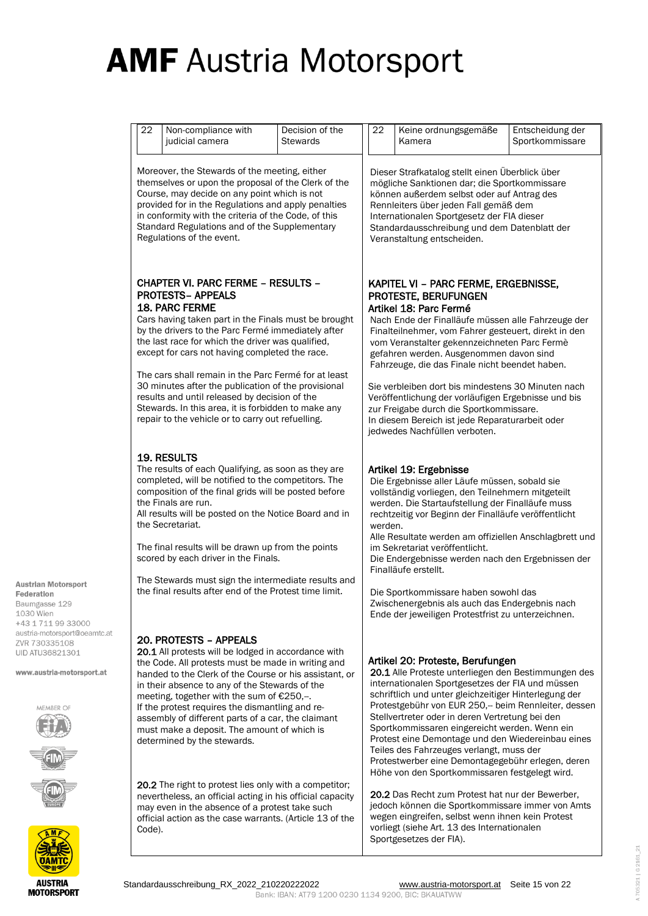| 22 | Non-compliance with judicial camera | Decision of the Stewards |
|---|---|---|

| 22 | Keine ordnungsgemäße Kamera | Entscheidung der Sportkommissare |
|---|---|---|

Moreover, the Stewards of the meeting, either themselves or upon the proposal of the Clerk of the Course, may decide on any point which is not provided for in the Regulations and apply penalties in conformity with the criteria of the Code, of this Standard Regulations and of the Supplementary Regulations of the event.

Dieser Strafkatalog stellt einen Überblick über mögliche Sanktionen dar; die Sportkommissare können außerdem selbst oder auf Antrag des Rennleiters über jeden Fall gemäß dem Internationalen Sportgesetz der FIA dieser Standardausschreibung und dem Datenblatt der Veranstaltung entscheiden.

## CHAPTER VI. PARC FERME – RESULTS – PROTESTS– APPEALS

### 18. PARC FERME

Cars having taken part in the Finals must be brought by the drivers to the Parc Fermé immediately after the last race for which the driver was qualified, except for cars not having completed the race.

The cars shall remain in the Parc Fermé for at least 30 minutes after the publication of the provisional results and until released by decision of the Stewards. In this area, it is forbidden to make any repair to the vehicle or to carry out refuelling.

### 19. RESULTS

The results of each Qualifying, as soon as they are completed, will be notified to the competitors. The composition of the final grids will be posted before the Finals are run.
All results will be posted on the Notice Board and in the Secretariat.

The final results will be drawn up from the points scored by each driver in the Finals.

The Stewards must sign the intermediate results and the final results after end of the Protest time limit.

### 20. PROTESTS – APPEALS

**20.1** All protests will be lodged in accordance with the Code. All protests must be made in writing and handed to the Clerk of the Course or his assistant, or in their absence to any of the Stewards of the meeting, together with the sum of €250,–.
If the protest requires the dismantling and re-assembly of different parts of a car, the claimant must make a deposit. The amount of which is determined by the stewards.

**20.2** The right to protest lies only with a competitor; nevertheless, an official acting in his official capacity may even in the absence of a protest take such official action as the case warrants. (Article 13 of the Code).

## KAPITEL VI – PARC FERME, ERGEBNISSE, PROTESTE, BERUFUNGEN

### Artikel 18: Parc Fermé

Nach Ende der Finalläufe müssen alle Fahrzeuge der Finalteilnehmer, vom Fahrer gesteuert, direkt in den vom Veranstalter gekennzeichneten Parc Fermè gefahren werden. Ausgenommen davon sind Fahrzeuge, die das Finale nicht beendet haben.

Sie verbleiben dort bis mindestens 30 Minuten nach Veröffentlichung der vorläufigen Ergebnisse und bis zur Freigabe durch die Sportkommissare.
In diesem Bereich ist jede Reparaturarbeit oder jedwedes Nachfüllen verboten.

### Artikel 19: Ergebnisse

Die Ergebnisse aller Läufe müssen, sobald sie vollständig vorliegen, den Teilnehmern mitgeteilt werden. Die Startaufstellung der Finalläufe muss rechtzeitig vor Beginn der Finalläufe veröffentlicht werden.
Alle Resultate werden am offiziellen Anschlagbrett und im Sekretariat veröffentlicht.
Die Endergebnisse werden nach den Ergebnissen der Finalläufe erstellt.

Die Sportkommissare haben sowohl das Zwischenergebnis als auch das Endergebnis nach Ende der jeweiligen Protestfrist zu unterzeichnen.

### Artikel 20: Proteste, Berufungen

**20.1** Alle Proteste unterliegen den Bestimmungen des internationalen Sportgesetzes der FIA und müssen schriftlich und unter gleichzeitiger Hinterlegung der Protestgebühr von EUR 250,-- beim Rennleiter, dessen Stellvertreter oder in deren Vertretung bei den Sportkommissaren eingereicht werden. Wenn ein Protest eine Demontage und den Wiedereinbau eines Teiles des Fahrzeuges verlangt, muss der Protestwerber eine Demontagegebühr erlegen, deren Höhe von den Sportkommissaren festgelegt wird.

**20.2** Das Recht zum Protest hat nur der Bewerber, jedoch können die Sportkommissare immer von Amts wegen eingreifen, selbst wenn ihnen kein Protest vorliegt (siehe Art. 13 des Internationalen Sportgesetzes der FIA).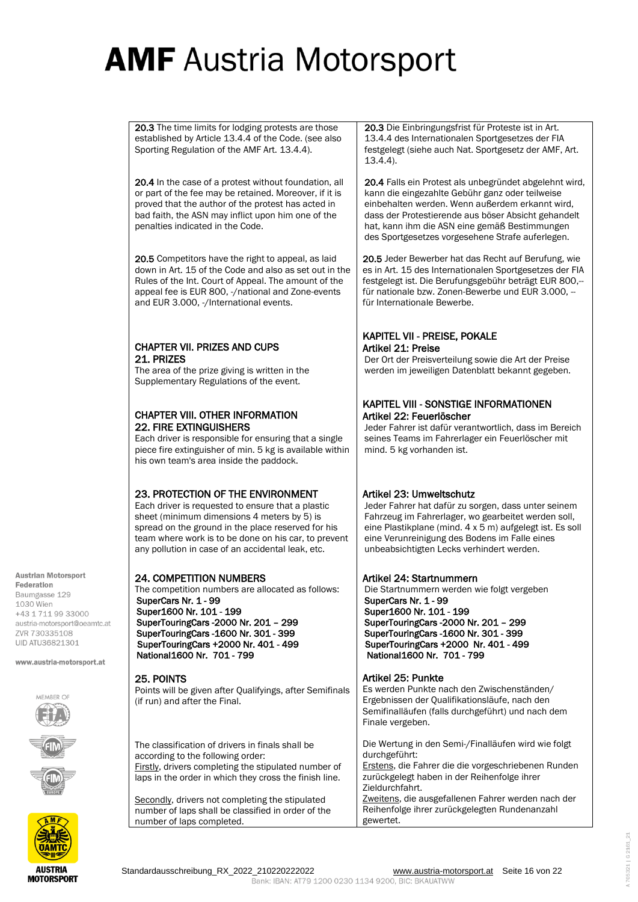| | |
|---|---|
| **20.3** The time limits for lodging protests are those established by Article 13.4.4 of the Code. (see also Sporting Regulation of the AMF Art. 13.4.4). | **20.3** Die Einbringungsfrist für Proteste ist in Art. 13.4.4 des Internationalen Sportgesetzes der FIA festgelegt (siehe auch Nat. Sportgesetz der AMF, Art. 13.4.4). |
| **20.4** In the case of a protest without foundation, all or part of the fee may be retained. Moreover, if it is proved that the author of the protest has acted in bad faith, the ASN may inflict upon him one of the penalties indicated in the Code. | **20.4** Falls ein Protest als unbegründet abgelehnt wird, kann die eingezahlte Gebühr ganz oder teilweise einbehalten werden. Wenn außerdem erkannt wird, dass der Protestierende aus böser Absicht gehandelt hat, kann ihm die ASN eine gemäß Bestimmungen des Sportgesetzes vorgesehene Strafe auferlegen. |
| **20.5** Competitors have the right to appeal, as laid down in Art. 15 of the Code and also as set out in the Rules of the Int. Court of Appeal. The amount of the appeal fee is EUR 800, -/national and Zone-events and EUR 3.000, -/International events. | **20.5** Jeder Bewerber hat das Recht auf Berufung, wie es in Art. 15 des Internationalen Sportgesetzes der FIA festgelegt ist. Die Berufungsgebühr beträgt EUR 800,-- für nationale bzw. Zonen-Bewerbe und EUR 3.000, -- für Internationale Bewerbe. |
| **CHAPTER VII. PRIZES AND CUPS**<br>**21. PRIZES**<br>The area of the prize giving is written in the Supplementary Regulations of the event. | **KAPITEL VII - PREISE, POKALE**<br>**Artikel 21: Preise**<br>Der Ort der Preisverteilung sowie die Art der Preise werden im jeweiligen Datenblatt bekannt gegeben. |
| **CHAPTER VIII. OTHER INFORMATION**<br>**22. FIRE EXTINGUISHERS**<br>Each driver is responsible for ensuring that a single piece fire extinguisher of min. 5 kg is available within his own team's area inside the paddock. | **KAPITEL VIII - SONSTIGE INFORMATIONEN**<br>**Artikel 22: Feuerlöscher**<br>Jeder Fahrer ist dafür verantwortlich, dass im Bereich seines Teams im Fahrerlager ein Feuerlöscher mit mind. 5 kg vorhanden ist. |
| **23. PROTECTION OF THE ENVIRONMENT**<br>Each driver is requested to ensure that a plastic sheet (minimum dimensions 4 meters by 5) is spread on the ground in the place reserved for his team where work is to be done on his car, to prevent any pollution in case of an accidental leak, etc. | **Artikel 23: Umweltschutz**<br>Jeder Fahrer hat dafür zu sorgen, dass unter seinem Fahrzeug im Fahrerlager, wo gearbeitet werden soll, eine Plastikplane (mind. 4 x 5 m) aufgelegt ist. Es soll eine Verunreinigung des Bodens im Falle eines unbeabsichtigten Lecks verhindert werden. |
| **24. COMPETITION NUMBERS**<br>The competition numbers are allocated as follows:<br>SuperCars Nr. 1 - 99<br>Super1600 Nr. 101 - 199<br>SuperTouringCars -2000 Nr. 201 – 299<br>SuperTouringCars -1600 Nr. 301 - 399<br>SuperTouringCars +2000 Nr. 401 - 499<br>National1600 Nr. 701 - 799 | **Artikel 24: Startnummern**<br>Die Startnummern werden wie folgt vergeben<br>SuperCars Nr. 1 - 99<br>Super1600 Nr. 101 - 199<br>SuperTouringCars -2000 Nr. 201 – 299<br>SuperTouringCars -1600 Nr. 301 - 399<br>SuperTouringCars +2000 Nr. 401 - 499<br>National1600 Nr. 701 - 799 |
| **25. POINTS**<br>Points will be given after Qualifyings, after Semifinals (if run) and after the Final. | **Artikel 25: Punkte**<br>Es werden Punkte nach den Zwischenständen/ Ergebnissen der Qualifikationsläufe, nach den Semifinalläufen (falls durchgeführt) und nach dem Finale vergeben. |
| The classification of drivers in finals shall be according to the following order:<br>Firstly, drivers completing the stipulated number of laps in the order in which they cross the finish line.<br><br>Secondly, drivers not completing the stipulated number of laps shall be classified in order of the number of laps completed. | Die Wertung in den Semi-/Finalläufen wird wie folgt durchgeführt:<br>Erstens, die Fahrer die die vorgeschriebenen Runden zurückgelegt haben in der Reihenfolge ihrer Zieldurchfahrt.<br>Zweitens, die ausgefallenen Fahrer werden nach der Reihenfolge ihrer zurückgelegten Rundenanzahl gewertet. |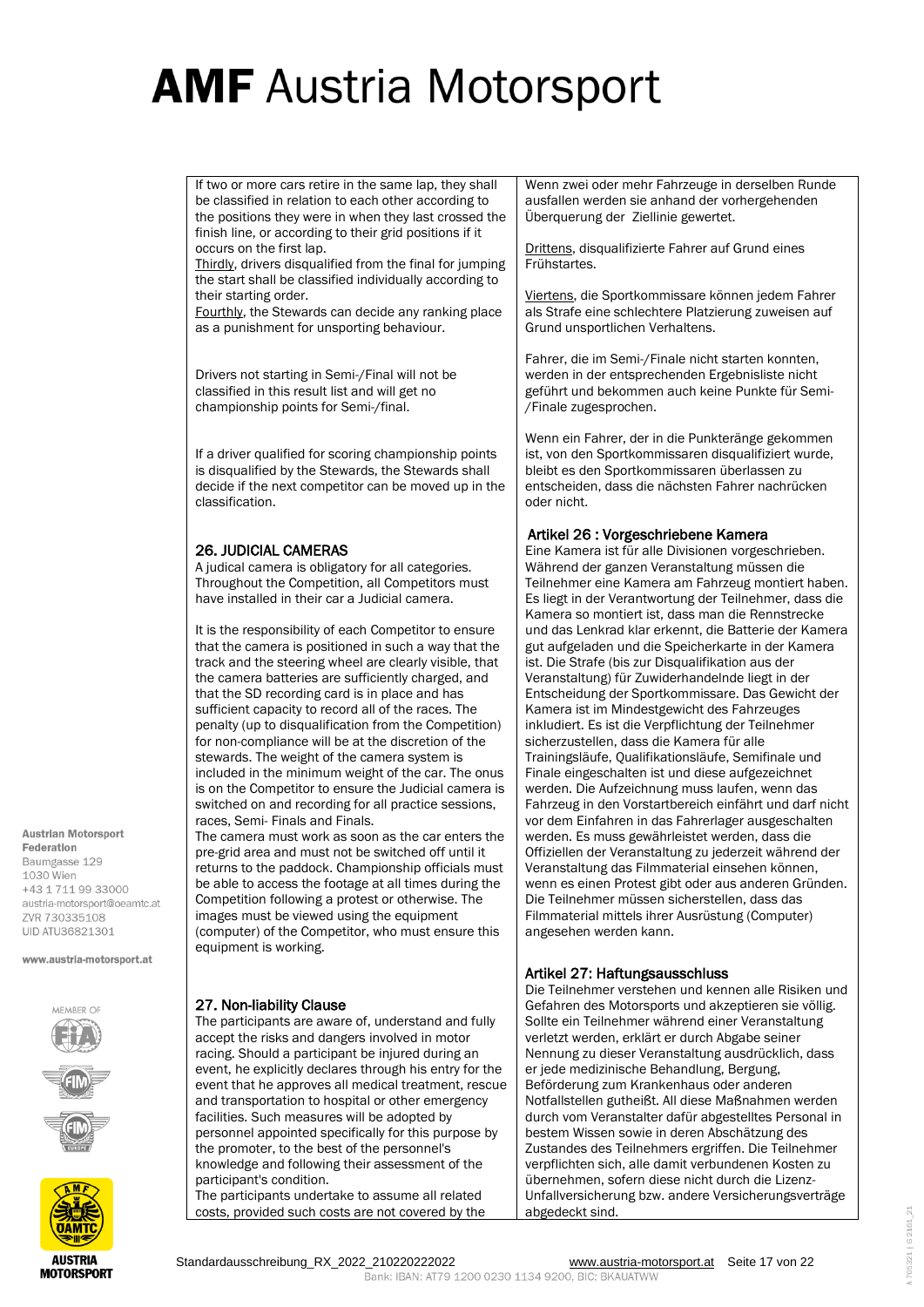If two or more cars retire in the same lap, they shall be classified in relation to each other according to the positions they were in when they last crossed the finish line, or according to their grid positions if it occurs on the first lap.
Thirdly, drivers disqualified from the final for jumping the start shall be classified individually according to their starting order.
Fourthly, the Stewards can decide any ranking place as a punishment for unsporting behaviour.

Drivers not starting in Semi-/Final will not be classified in this result list and will get no championship points for Semi-/final.

If a driver qualified for scoring championship points is disqualified by the Stewards, the Stewards shall decide if the next competitor can be moved up in the classification.

## 26. JUDICIAL CAMERAS

A judical camera is obligatory for all categories. Throughout the Competition, all Competitors must have installed in their car a Judicial camera.

It is the responsibility of each Competitor to ensure that the camera is positioned in such a way that the track and the steering wheel are clearly visible, that the camera batteries are sufficiently charged, and that the SD recording card is in place and has sufficient capacity to record all of the races. The penalty (up to disqualification from the Competition) for non-compliance will be at the discretion of the stewards. The weight of the camera system is included in the minimum weight of the car. The onus is on the Competitor to ensure the Judicial camera is switched on and recording for all practice sessions, races, Semi- Finals and Finals.
The camera must work as soon as the car enters the pre-grid area and must not be switched off until it returns to the paddock. Championship officials must be able to access the footage at all times during the Competition following a protest or otherwise. The images must be viewed using the equipment (computer) of the Competitor, who must ensure this equipment is working.

## 27. Non-liability Clause

The participants are aware of, understand and fully accept the risks and dangers involved in motor racing. Should a participant be injured during an event, he explicitly declares through his entry for the event that he approves all medical treatment, rescue and transportation to hospital or other emergency facilities. Such measures will be adopted by personnel appointed specifically for this purpose by the promoter, to the best of the personnel's knowledge and following their assessment of the participant's condition.
The participants undertake to assume all related costs, provided such costs are not covered by the

---

Wenn zwei oder mehr Fahrzeuge in derselben Runde ausfallen werden sie anhand der vorhergehenden Überquerung der Ziellinie gewertet.

Drittens, disqualifizierte Fahrer auf Grund eines Frühstartes.

Viertens, die Sportkommissare können jedem Fahrer als Strafe eine schlechtere Platzierung zuweisen auf Grund unsportlichen Verhaltens.

Fahrer, die im Semi-/Finale nicht starten konnten, werden in der entsprechenden Ergebnisliste nicht geführt und bekommen auch keine Punkte für Semi-/Finale zugesprochen.

Wenn ein Fahrer, der in die Punkteränge gekommen ist, von den Sportkommissaren disqualifiziert wurde, bleibt es den Sportkommissaren überlassen zu entscheiden, dass die nächsten Fahrer nachrücken oder nicht.

## Artikel 26 : Vorgeschriebene Kamera

Eine Kamera ist für alle Divisionen vorgeschrieben. Während der ganzen Veranstaltung müssen die Teilnehmer eine Kamera am Fahrzeug montiert haben. Es liegt in der Verantwortung der Teilnehmer, dass die Kamera so montiert ist, dass man die Rennstrecke und das Lenkrad klar erkennt, die Batterie der Kamera gut aufgeladen und die Speicherkarte in der Kamera ist. Die Strafe (bis zur Disqualifikation aus der Veranstaltung) für Zuwiderhandelnde liegt in der Entscheidung der Sportkommissare. Das Gewicht der Kamera ist im Mindestgewicht des Fahrzeuges inkludiert. Es ist die Verpflichtung der Teilnehmer sicherzustellen, dass die Kamera für alle Trainingsläufe, Qualifikationsläufe, Semifinale und Finale eingeschalten ist und diese aufgezeichnet werden. Die Aufzeichnung muss laufen, wenn das Fahrzeug in den Vorstartbereich einfährt und darf nicht vor dem Einfahren in das Fahrerlager ausgeschalten werden. Es muss gewährleistet werden, dass die Offiziellen der Veranstaltung zu jederzeit während der Veranstaltung das Filmmaterial einsehen können, wenn es einen Protest gibt oder aus anderen Gründen. Die Teilnehmer müssen sicherstellen, dass das Filmmaterial mittels ihrer Ausrüstung (Computer) angesehen werden kann.

## Artikel 27: Haftungsausschluss

Die Teilnehmer verstehen und kennen alle Risiken und Gefahren des Motorsports und akzeptieren sie völlig. Sollte ein Teilnehmer während einer Veranstaltung verletzt werden, erklärt er durch Abgabe seiner Nennung zu dieser Veranstaltung ausdrücklich, dass er jede medizinische Behandlung, Bergung, Beförderung zum Krankenhaus oder anderen Notfallstellen gutheißt. All diese Maßnahmen werden durch vom Veranstalter dafür abgestelltes Personal in bestem Wissen sowie in deren Abschätzung des Zustandes des Teilnehmers ergriffen. Die Teilnehmer verpflichten sich, alle damit verbundenen Kosten zu übernehmen, sofern diese nicht durch die Lizenz-Unfallversicherung bzw. andere Versicherungsverträge abgedeckt sind.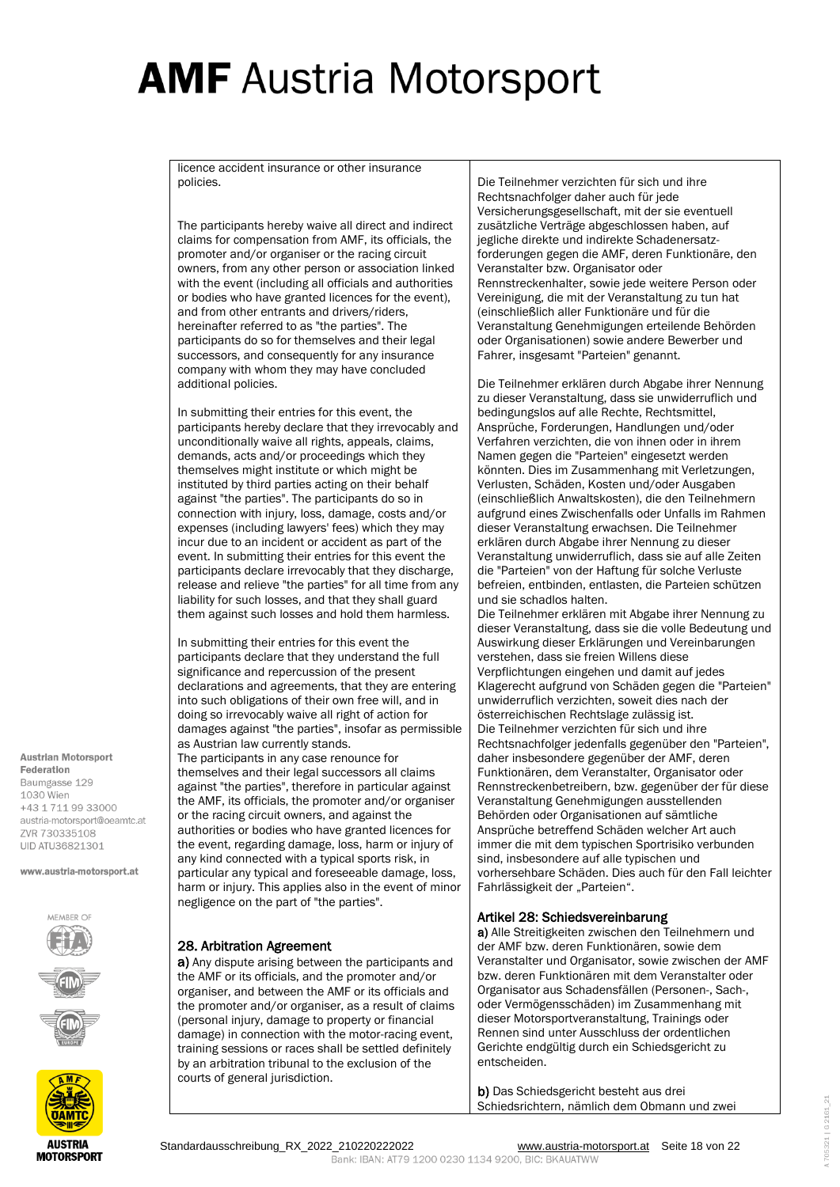licence accident insurance or other insurance policies.

The participants hereby waive all direct and indirect claims for compensation from AMF, its officials, the promoter and/or organiser or the racing circuit owners, from any other person or association linked with the event (including all officials and authorities or bodies who have granted licences for the event), and from other entrants and drivers/riders, hereinafter referred to as "the parties". The participants do so for themselves and their legal successors, and consequently for any insurance company with whom they may have concluded additional policies.

In submitting their entries for this event, the participants hereby declare that they irrevocably and unconditionally waive all rights, appeals, claims, demands, acts and/or proceedings which they themselves might institute or which might be instituted by third parties acting on their behalf against "the parties". The participants do so in connection with injury, loss, damage, costs and/or expenses (including lawyers' fees) which they may incur due to an incident or accident as part of the event. In submitting their entries for this event the participants declare irrevocably that they discharge, release and relieve "the parties" for all time from any liability for such losses, and that they shall guard them against such losses and hold them harmless.

In submitting their entries for this event the participants declare that they understand the full significance and repercussion of the present declarations and agreements, that they are entering into such obligations of their own free will, and in doing so irrevocably waive all right of action for damages against "the parties", insofar as permissible as Austrian law currently stands.
The participants in any case renounce for themselves and their legal successors all claims against "the parties", therefore in particular against the AMF, its officials, the promoter and/or organiser or the racing circuit owners, and against the authorities or bodies who have granted licences for the event, regarding damage, loss, harm or injury of any kind connected with a typical sports risk, in particular any typical and foreseeable damage, loss, harm or injury. This applies also in the event of minor negligence on the part of "the parties".

## 28. Arbitration Agreement

**a)** Any dispute arising between the participants and the AMF or its officials, and the promoter and/or organiser, and between the AMF or its officials and the promoter and/or organiser, as a result of claims (personal injury, damage to property or financial damage) in connection with the motor-racing event, training sessions or races shall be settled definitely by an arbitration tribunal to the exclusion of the courts of general jurisdiction.

Die Teilnehmer verzichten für sich und ihre Rechtsnachfolger daher auch für jede Versicherungsgesellschaft, mit der sie eventuell zusätzliche Verträge abgeschlossen haben, auf jegliche direkte und indirekte Schadenersatzforderungen gegen die AMF, deren Funktionäre, den Veranstalter bzw. Organisator oder Rennstreckenhalter, sowie jede weitere Person oder Vereinigung, die mit der Veranstaltung zu tun hat (einschließlich aller Funktionäre und für die Veranstaltung Genehmigungen erteilende Behörden oder Organisationen) sowie andere Bewerber und Fahrer, insgesamt "Parteien" genannt.

Die Teilnehmer erklären durch Abgabe ihrer Nennung zu dieser Veranstaltung, dass sie unwiderruflich und bedingungslos auf alle Rechte, Rechtsmittel, Ansprüche, Forderungen, Handlungen und/oder Verfahren verzichten, die von ihnen oder in ihrem Namen gegen die "Parteien" eingesetzt werden könnten. Dies im Zusammenhang mit Verletzungen, Verlusten, Schäden, Kosten und/oder Ausgaben (einschließlich Anwaltskosten), die den Teilnehmern aufgrund eines Zwischenfalls oder Unfalls im Rahmen dieser Veranstaltung erwachsen. Die Teilnehmer erklären durch Abgabe ihrer Nennung zu dieser Veranstaltung unwiderruflich, dass sie auf alle Zeiten die "Parteien" von der Haftung für solche Verluste befreien, entbinden, entlasten, die Parteien schützen und sie schadlos halten.
Die Teilnehmer erklären mit Abgabe ihrer Nennung zu dieser Veranstaltung, dass sie die volle Bedeutung und Auswirkung dieser Erklärungen und Vereinbarungen verstehen, dass sie freien Willens diese Verpflichtungen eingehen und damit auf jedes Klagerecht aufgrund von Schäden gegen die "Parteien" unwiderruflich verzichten, soweit dies nach der österreichischen Rechtslage zulässig ist.
Die Teilnehmer verzichten für sich und ihre Rechtsnachfolger jedenfalls gegenüber den "Parteien", daher insbesondere gegenüber der AMF, deren Funktionären, dem Veranstalter, Organisator oder Rennstreckenbetreibern, bzw. gegenüber der für diese Veranstaltung Genehmigungen ausstellenden Behörden oder Organisationen auf sämtliche Ansprüche betreffend Schäden welcher Art auch immer die mit dem typischen Sportrisiko verbunden sind, insbesondere auf alle typischen und vorhersehbare Schäden. Dies auch für den Fall leichter Fahrlässigkeit der „Parteien".

## Artikel 28: Schiedsvereinbarung

**a)** Alle Streitigkeiten zwischen den Teilnehmern und der AMF bzw. deren Funktionären, sowie dem Veranstalter und Organisator, sowie zwischen der AMF bzw. deren Funktionären mit dem Veranstalter oder Organisator aus Schadensfällen (Personen-, Sach-, oder Vermögensschäden) im Zusammenhang mit dieser Motorsportveranstaltung, Trainings oder Rennen sind unter Ausschluss der ordentlichen Gerichte endgültig durch ein Schiedsgericht zu entscheiden.

**b)** Das Schiedsgericht besteht aus drei Schiedsrichtern, nämlich dem Obmann und zwei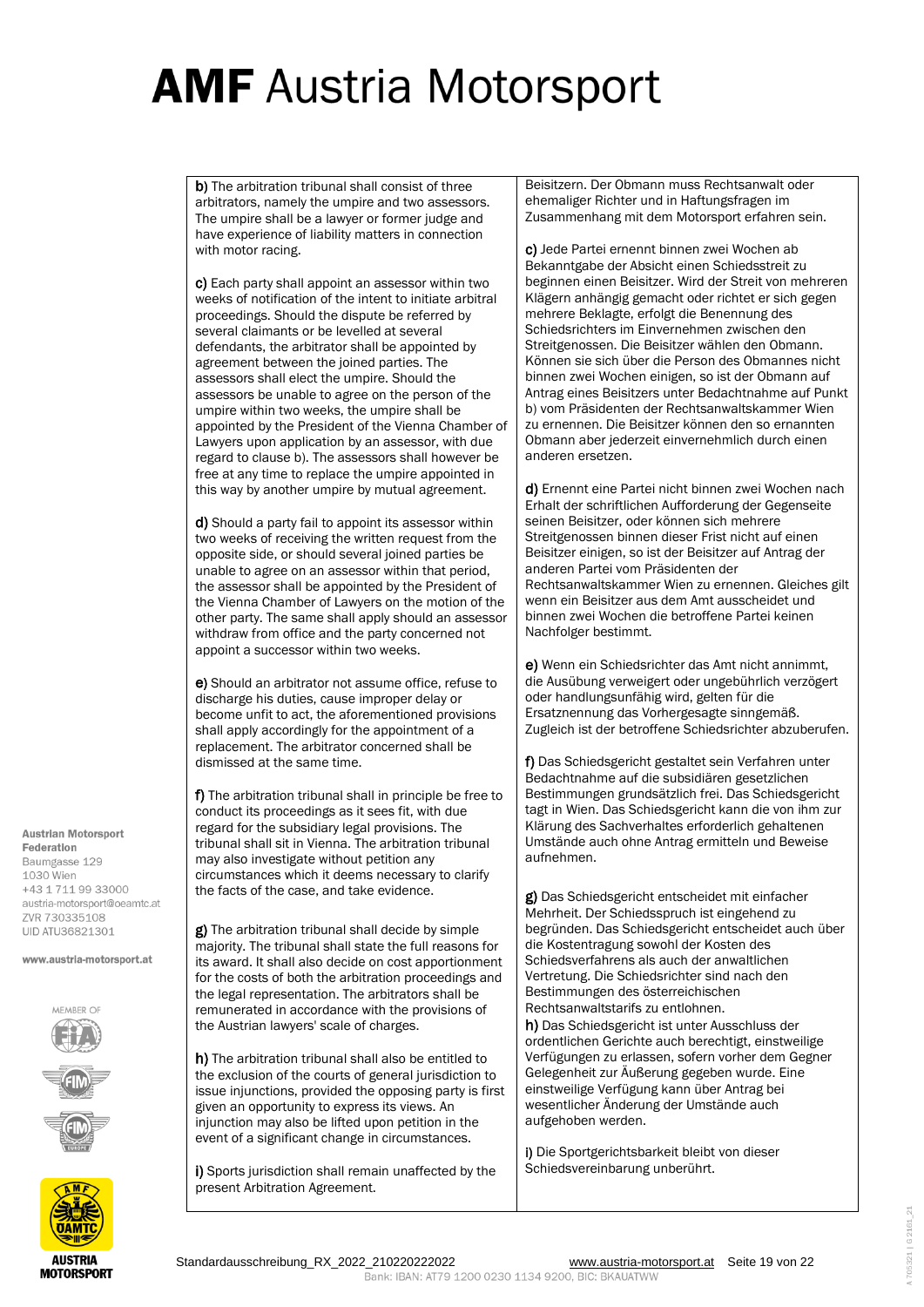**b)** The arbitration tribunal shall consist of three arbitrators, namely the umpire and two assessors. The umpire shall be a lawyer or former judge and have experience of liability matters in connection with motor racing.

**c)** Each party shall appoint an assessor within two weeks of notification of the intent to initiate arbitral proceedings. Should the dispute be referred by several claimants or be levelled at several defendants, the arbitrator shall be appointed by agreement between the joined parties. The assessors shall elect the umpire. Should the assessors be unable to agree on the person of the umpire within two weeks, the umpire shall be appointed by the President of the Vienna Chamber of Lawyers upon application by an assessor, with due regard to clause b). The assessors shall however be free at any time to replace the umpire appointed in this way by another umpire by mutual agreement.

**d)** Should a party fail to appoint its assessor within two weeks of receiving the written request from the opposite side, or should several joined parties be unable to agree on an assessor within that period, the assessor shall be appointed by the President of the Vienna Chamber of Lawyers on the motion of the other party. The same shall apply should an assessor withdraw from office and the party concerned not appoint a successor within two weeks.

**e)** Should an arbitrator not assume office, refuse to discharge his duties, cause improper delay or become unfit to act, the aforementioned provisions shall apply accordingly for the appointment of a replacement. The arbitrator concerned shall be dismissed at the same time.

**f)** The arbitration tribunal shall in principle be free to conduct its proceedings as it sees fit, with due regard for the subsidiary legal provisions. The tribunal shall sit in Vienna. The arbitration tribunal may also investigate without petition any circumstances which it deems necessary to clarify the facts of the case, and take evidence.

**g)** The arbitration tribunal shall decide by simple majority. The tribunal shall state the full reasons for its award. It shall also decide on cost apportionment for the costs of both the arbitration proceedings and the legal representation. The arbitrators shall be remunerated in accordance with the provisions of the Austrian lawyers' scale of charges.

**h)** The arbitration tribunal shall also be entitled to the exclusion of the courts of general jurisdiction to issue injunctions, provided the opposing party is first given an opportunity to express its views. An injunction may also be lifted upon petition in the event of a significant change in circumstances.

**i)** Sports jurisdiction shall remain unaffected by the present Arbitration Agreement.

Beisitzern. Der Obmann muss Rechtsanwalt oder ehemaliger Richter und in Haftungsfragen im Zusammenhang mit dem Motorsport erfahren sein.

**c)** Jede Partei ernennt binnen zwei Wochen ab Bekanntgabe der Absicht einen Schiedsstreit zu beginnen einen Beisitzer. Wird der Streit von mehreren Klägern anhängig gemacht oder richtet er sich gegen mehrere Beklagte, erfolgt die Benennung des Schiedsrichters im Einvernehmen zwischen den Streitgenossen. Die Beisitzer wählen den Obmann. Können sie sich über die Person des Obmannes nicht binnen zwei Wochen einigen, so ist der Obmann auf Antrag eines Beisitzers unter Bedachtnahme auf Punkt b) vom Präsidenten der Rechtsanwaltskammer Wien zu ernennen. Die Beisitzer können den so ernannten Obmann aber jederzeit einvernehmlich durch einen anderen ersetzen.

**d)** Ernennt eine Partei nicht binnen zwei Wochen nach Erhalt der schriftlichen Aufforderung der Gegenseite seinen Beisitzer, oder können sich mehrere Streitgenossen binnen dieser Frist nicht auf einen Beisitzer einigen, so ist der Beisitzer auf Antrag der anderen Partei vom Präsidenten der Rechtsanwaltskammer Wien zu ernennen. Gleiches gilt wenn ein Beisitzer aus dem Amt ausscheidet und binnen zwei Wochen die betroffene Partei keinen Nachfolger bestimmt.

**e)** Wenn ein Schiedsrichter das Amt nicht annimmt, die Ausübung verweigert oder ungebührlich verzögert oder handlungsunfähig wird, gelten für die Ersatznennung das Vorhergesagte sinngemäß. Zugleich ist der betroffene Schiedsrichter abzuberufen.

**f)** Das Schiedsgericht gestaltet sein Verfahren unter Bedachtnahme auf die subsidiären gesetzlichen Bestimmungen grundsätzlich frei. Das Schiedsgericht tagt in Wien. Das Schiedsgericht kann die von ihm zur Klärung des Sachverhaltes erforderlich gehaltenen Umstände auch ohne Antrag ermitteln und Beweise aufnehmen.

**g)** Das Schiedsgericht entscheidet mit einfacher Mehrheit. Der Schiedsspruch ist eingehend zu begründen. Das Schiedsgericht entscheidet auch über die Kostentragung sowohl der Kosten des Schiedsverfahrens als auch der anwaltlichen Vertretung. Die Schiedsrichter sind nach den Bestimmungen des österreichischen Rechtsanwaltstarifs zu entlohnen.

**h)** Das Schiedsgericht ist unter Ausschluss der ordentlichen Gerichte auch berechtigt, einstweilige Verfügungen zu erlassen, sofern vorher dem Gegner Gelegenheit zur Äußerung gegeben wurde. Eine einstweilige Verfügung kann über Antrag bei wesentlicher Änderung der Umstände auch aufgehoben werden.

**i)** Die Sportgerichtsbarkeit bleibt von dieser Schiedsvereinbarung unberührt.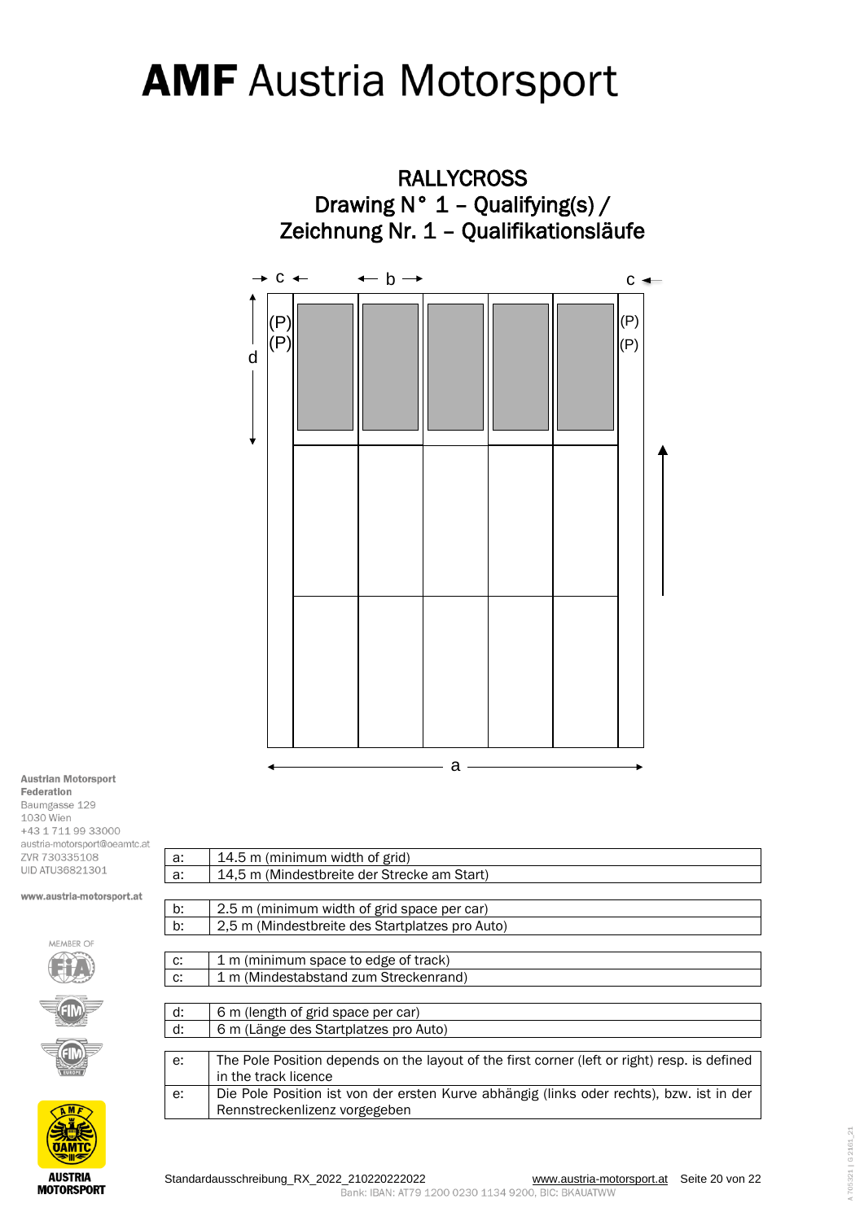# AMF Austria Motorsport

## RALLYCROSS
## Drawing N° 1 – Qualifying(s) / Zeichnung Nr. 1 – Qualifikationsläufe

| | |
|---|---|
| a: | 14.5 m (minimum width of grid) |
| a: | 14,5 m (Mindestbreite der Strecke am Start) |

| | |
|---|---|
| b: | 2.5 m (minimum width of grid space per car) |
| b: | 2,5 m (Mindestbreite des Startplatzes pro Auto) |

| | |
|---|---|
| c: | 1 m (minimum space to edge of track) |
| c: | 1 m (Mindestabstand zum Streckenrand) |

| | |
|---|---|
| d: | 6 m (length of grid space per car) |
| d: | 6 m (Länge des Startplatzes pro Auto) |

| | |
|---|---|
| e: | The Pole Position depends on the layout of the first corner (left or right) resp. is defined in the track licence |
| e: | Die Pole Position ist von der ersten Kurve abhängig (links oder rechts), bzw. ist in der Rennstreckenlizenz vorgegeben |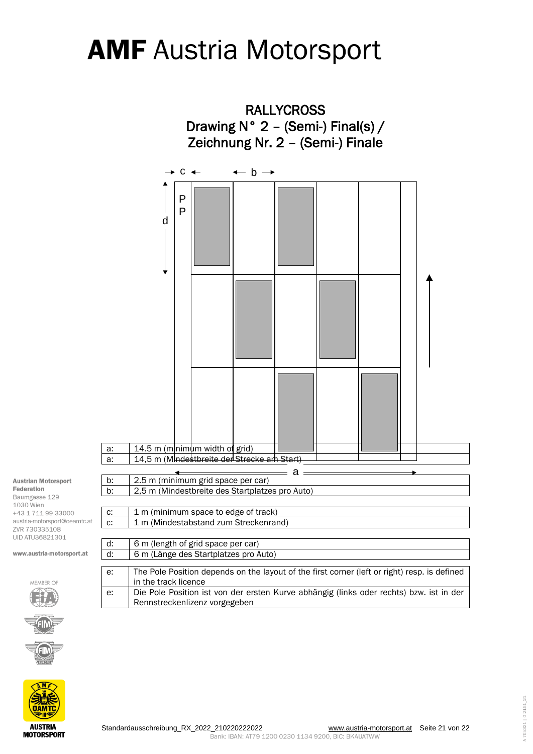# AMF Austria Motorsport

## RALLYCROSS
## Drawing N° 2 – (Semi-) Final(s) / Zeichnung Nr. 2 – (Semi-) Finale

| | |
|---|---|
| a: | 14.5 m (minimum width of grid) |
| a: | 14,5 m (Mindestbreite der Strecke am Start) |

| | |
|---|---|
| b: | 2.5 m (minimum grid space per car) |
| b: | 2,5 m (Mindestbreite des Startplatzes pro Auto) |

| | |
|---|---|
| c: | 1 m (minimum space to edge of track) |
| c: | 1 m (Mindestabstand zum Streckenrand) |

| | |
|---|---|
| d: | 6 m (length of grid space per car) |
| d: | 6 m (Länge des Startplatzes pro Auto) |

| | |
|---|---|
| e: | The Pole Position depends on the layout of the first corner (left or right) resp. is defined in the track licence |
| e: | Die Pole Position ist von der ersten Kurve abhängig (links oder rechts) bzw. ist in der Rennstreckenlizenz vorgegeben |

Austrian Motorsport Federation
Baumgasse 129
1030 Wien
+43 1 711 99 33000
austria-motorsport@oeamtc.at
ZVR 730335108
UID ATU36821301

www.austria-motorsport.at

Standardausschreibung_RX_2022_210220222022

Bank: IBAN: AT79 1200 0230 1134 9200, BIC: BKAUATWW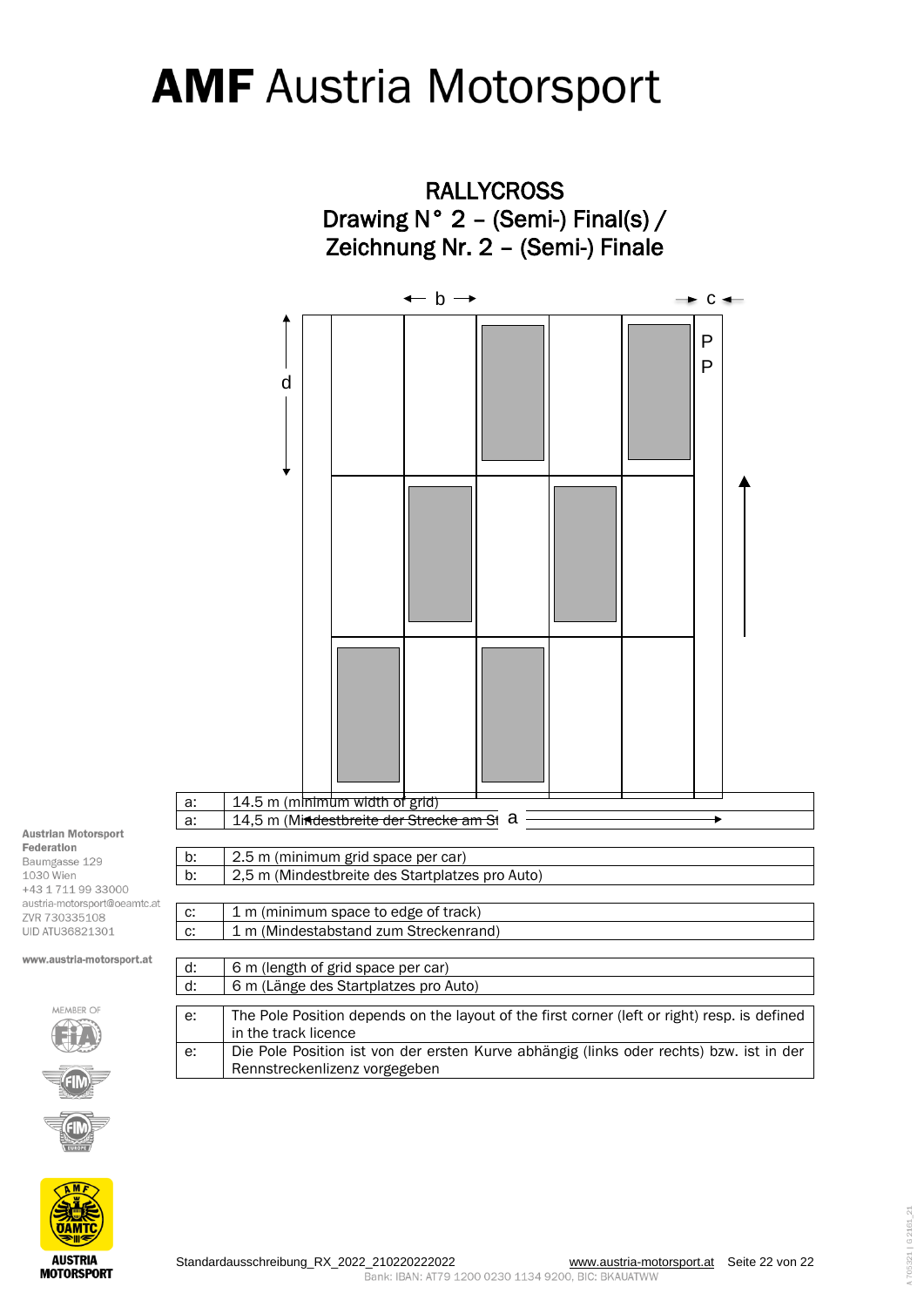# AMF Austria Motorsport

## RALLYCROSS
## Drawing N° 2 – (Semi-) Final(s) /
## Zeichnung Nr. 2 – (Semi-) Finale

b

c

P
P

d

a

| | |
|---|---|
| a: | 14.5 m (minimum width of grid) |
| a: | 14,5 m (Mindestbreite der Strecke am St |

| | |
|---|---|
| b: | 2.5 m (minimum grid space per car) |
| b: | 2,5 m (Mindestbreite des Startplatzes pro Auto) |

| | |
|---|---|
| c: | 1 m (minimum space to edge of track) |
| c: | 1 m (Mindestabstand zum Streckenrand) |

| | |
|---|---|
| d: | 6 m (length of grid space per car) |
| d: | 6 m (Länge des Startplatzes pro Auto) |

| | |
|---|---|
| e: | The Pole Position depends on the layout of the first corner (left or right) resp. is defined in the track licence |
| e: | Die Pole Position ist von der ersten Kurve abhängig (links oder rechts) bzw. ist in der Rennstreckenlizenz vorgegeben |

**Austrian Motorsport Federation**
Baumgasse 129
1030 Wien
+43 1 711 99 33000
austria-motorsport@oeamtc.at
ZVR 730335108
UID ATU36821301

www.austria-motorsport.at

MEMBER OF

AUSTRIA MOTORSPORT

Standardausschreibung_RX_2022_210220222022 www.austria-motorsport.at
Bank: IBAN: AT79 1200 0230 1134 9200, BIC: BKAUATWW